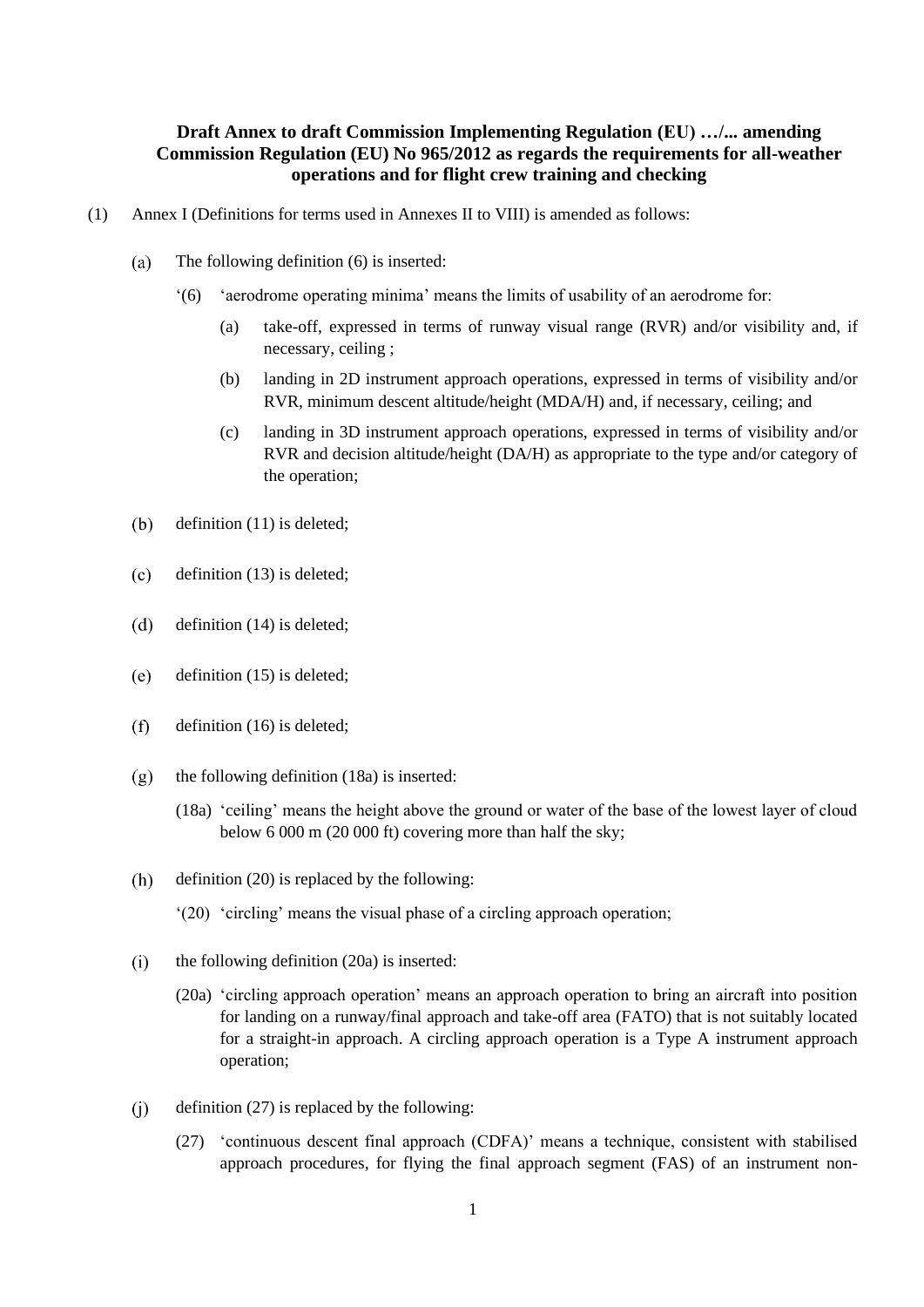**Draft Annex to draft Commission Implementing Regulation (EU) …/... amending Commission Regulation (EU) No 965/2012 as regards the requirements for all-weather operations and for flight crew training and checking**

(1) Annex I (Definitions for terms used in Annexes II to VIII) is amended as follows:

(a) The following definition (6) is inserted:

‘(6) ‘aerodrome operating minima’ means the limits of usability of an aerodrome for:

(a) take-off, expressed in terms of runway visual range (RVR) and/or visibility and, if necessary, ceiling ;

(b) landing in 2D instrument approach operations, expressed in terms of visibility and/or RVR, minimum descent altitude/height (MDA/H) and, if necessary, ceiling; and

(c) landing in 3D instrument approach operations, expressed in terms of visibility and/or RVR and decision altitude/height (DA/H) as appropriate to the type and/or category of the operation;

(b) definition (11) is deleted;

(c) definition (13) is deleted;

(d) definition (14) is deleted;

(e) definition (15) is deleted;

(f) definition (16) is deleted;

(g) the following definition (18a) is inserted:

(18a) ‘ceiling’ means the height above the ground or water of the base of the lowest layer of cloud below 6 000 m (20 000 ft) covering more than half the sky;

(h) definition (20) is replaced by the following:

‘(20) ‘circling’ means the visual phase of a circling approach operation;

(i) the following definition (20a) is inserted:

(20a) ‘circling approach operation’ means an approach operation to bring an aircraft into position for landing on a runway/final approach and take-off area (FATO) that is not suitably located for a straight-in approach. A circling approach operation is a Type A instrument approach operation;

(j) definition (27) is replaced by the following:

(27) ‘continuous descent final approach (CDFA)’ means a technique, consistent with stabilised approach procedures, for flying the final approach segment (FAS) of an instrument non-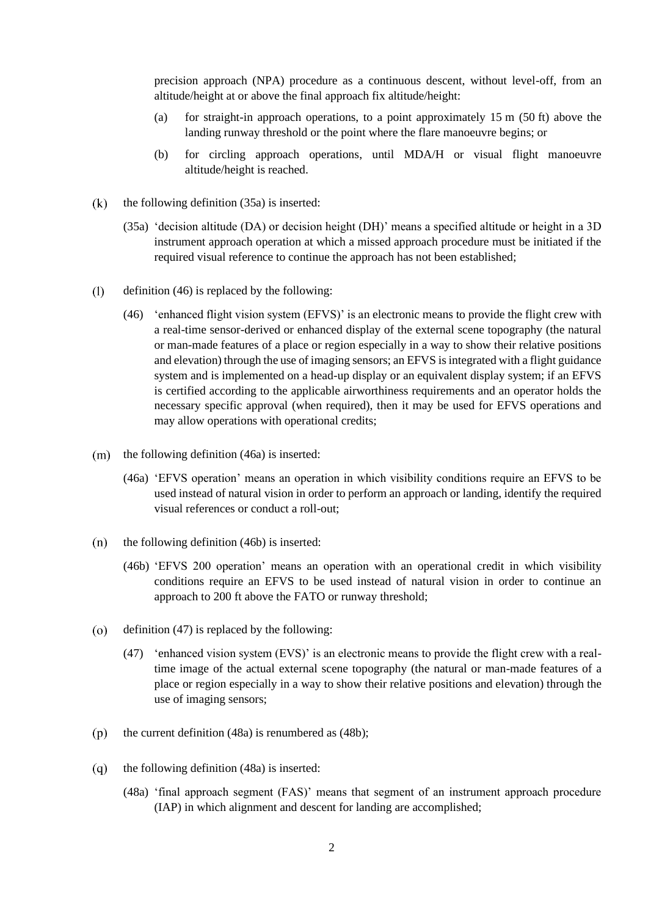precision approach (NPA) procedure as a continuous descent, without level-off, from an altitude/height at or above the final approach fix altitude/height:

(a) for straight-in approach operations, to a point approximately 15 m (50 ft) above the landing runway threshold or the point where the flare manoeuvre begins; or

(b) for circling approach operations, until MDA/H or visual flight manoeuvre altitude/height is reached.

(k) the following definition (35a) is inserted:

(35a) 'decision altitude (DA) or decision height (DH)' means a specified altitude or height in a 3D instrument approach operation at which a missed approach procedure must be initiated if the required visual reference to continue the approach has not been established;

(l) definition (46) is replaced by the following:

(46) 'enhanced flight vision system (EFVS)' is an electronic means to provide the flight crew with a real-time sensor-derived or enhanced display of the external scene topography (the natural or man-made features of a place or region especially in a way to show their relative positions and elevation) through the use of imaging sensors; an EFVS is integrated with a flight guidance system and is implemented on a head-up display or an equivalent display system; if an EFVS is certified according to the applicable airworthiness requirements and an operator holds the necessary specific approval (when required), then it may be used for EFVS operations and may allow operations with operational credits;

(m) the following definition (46a) is inserted:

(46a) 'EFVS operation' means an operation in which visibility conditions require an EFVS to be used instead of natural vision in order to perform an approach or landing, identify the required visual references or conduct a roll-out;

(n) the following definition (46b) is inserted:

(46b) 'EFVS 200 operation' means an operation with an operational credit in which visibility conditions require an EFVS to be used instead of natural vision in order to continue an approach to 200 ft above the FATO or runway threshold;

(o) definition (47) is replaced by the following:

(47) 'enhanced vision system (EVS)' is an electronic means to provide the flight crew with a real-time image of the actual external scene topography (the natural or man-made features of a place or region especially in a way to show their relative positions and elevation) through the use of imaging sensors;

(p) the current definition (48a) is renumbered as (48b);

(q) the following definition (48a) is inserted:

(48a) 'final approach segment (FAS)' means that segment of an instrument approach procedure (IAP) in which alignment and descent for landing are accomplished;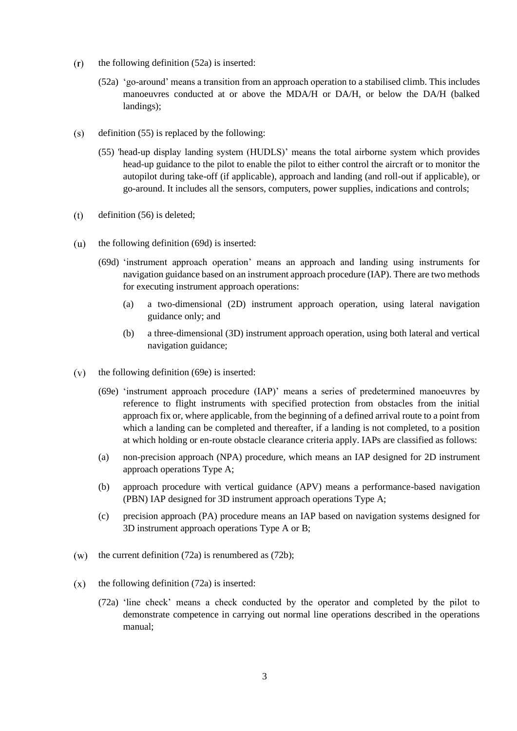(r) the following definition (52a) is inserted:

(52a) 'go-around' means a transition from an approach operation to a stabilised climb. This includes manoeuvres conducted at or above the MDA/H or DA/H, or below the DA/H (balked landings);

(s) definition (55) is replaced by the following:

(55) 'head-up display landing system (HUDLS)' means the total airborne system which provides head-up guidance to the pilot to enable the pilot to either control the aircraft or to monitor the autopilot during take-off (if applicable), approach and landing (and roll-out if applicable), or go-around. It includes all the sensors, computers, power supplies, indications and controls;

(t) definition (56) is deleted;

(u) the following definition (69d) is inserted:

(69d) 'instrument approach operation' means an approach and landing using instruments for navigation guidance based on an instrument approach procedure (IAP). There are two methods for executing instrument approach operations:

(a) a two-dimensional (2D) instrument approach operation, using lateral navigation guidance only; and

(b) a three-dimensional (3D) instrument approach operation, using both lateral and vertical navigation guidance;

(v) the following definition (69e) is inserted:

(69e) 'instrument approach procedure (IAP)' means a series of predetermined manoeuvres by reference to flight instruments with specified protection from obstacles from the initial approach fix or, where applicable, from the beginning of a defined arrival route to a point from which a landing can be completed and thereafter, if a landing is not completed, to a position at which holding or en-route obstacle clearance criteria apply. IAPs are classified as follows:

(a) non-precision approach (NPA) procedure, which means an IAP designed for 2D instrument approach operations Type A;

(b) approach procedure with vertical guidance (APV) means a performance-based navigation (PBN) IAP designed for 3D instrument approach operations Type A;

(c) precision approach (PA) procedure means an IAP based on navigation systems designed for 3D instrument approach operations Type A or B;

(w) the current definition (72a) is renumbered as (72b);

(x) the following definition (72a) is inserted:

(72a) 'line check' means a check conducted by the operator and completed by the pilot to demonstrate competence in carrying out normal line operations described in the operations manual;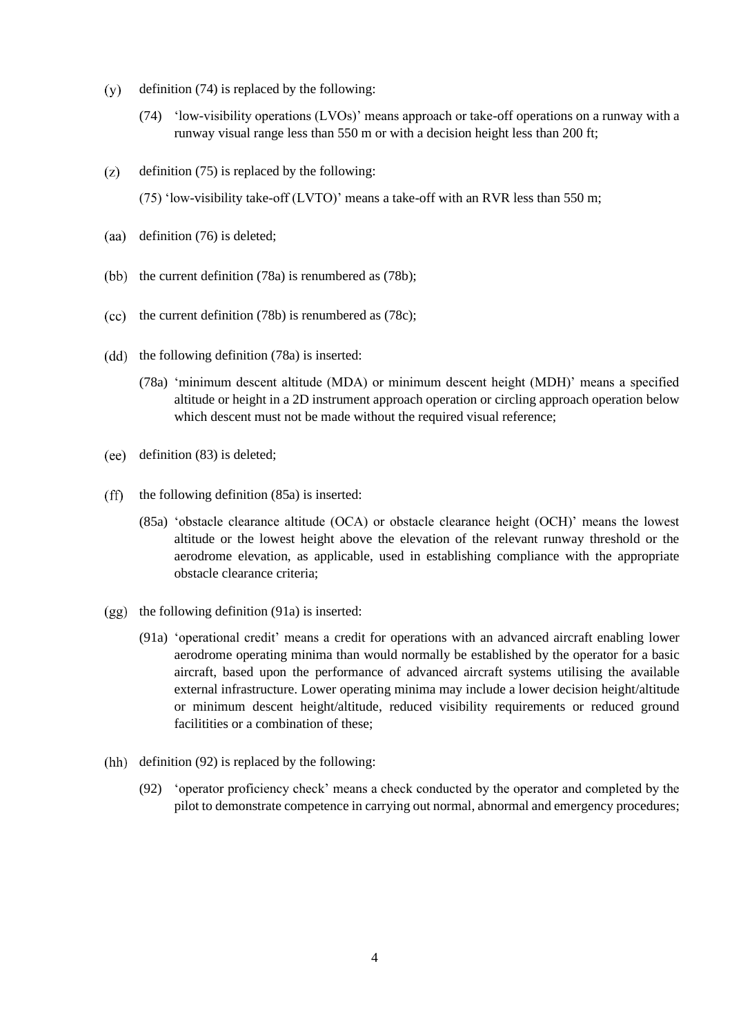(y) definition (74) is replaced by the following:

(74) 'low-visibility operations (LVOs)' means approach or take-off operations on a runway with a runway visual range less than 550 m or with a decision height less than 200 ft;

(z) definition (75) is replaced by the following:

(75) 'low-visibility take-off (LVTO)' means a take-off with an RVR less than 550 m;

(aa) definition (76) is deleted;

(bb) the current definition (78a) is renumbered as (78b);

(cc) the current definition (78b) is renumbered as (78c);

(dd) the following definition (78a) is inserted:

(78a) 'minimum descent altitude (MDA) or minimum descent height (MDH)' means a specified altitude or height in a 2D instrument approach operation or circling approach operation below which descent must not be made without the required visual reference;

(ee) definition (83) is deleted;

(ff) the following definition (85a) is inserted:

(85a) 'obstacle clearance altitude (OCA) or obstacle clearance height (OCH)' means the lowest altitude or the lowest height above the elevation of the relevant runway threshold or the aerodrome elevation, as applicable, used in establishing compliance with the appropriate obstacle clearance criteria;

(gg) the following definition (91a) is inserted:

(91a) 'operational credit' means a credit for operations with an advanced aircraft enabling lower aerodrome operating minima than would normally be established by the operator for a basic aircraft, based upon the performance of advanced aircraft systems utilising the available external infrastructure. Lower operating minima may include a lower decision height/altitude or minimum descent height/altitude, reduced visibility requirements or reduced ground facilitities or a combination of these;

(hh) definition (92) is replaced by the following:

(92) 'operator proficiency check' means a check conducted by the operator and completed by the pilot to demonstrate competence in carrying out normal, abnormal and emergency procedures;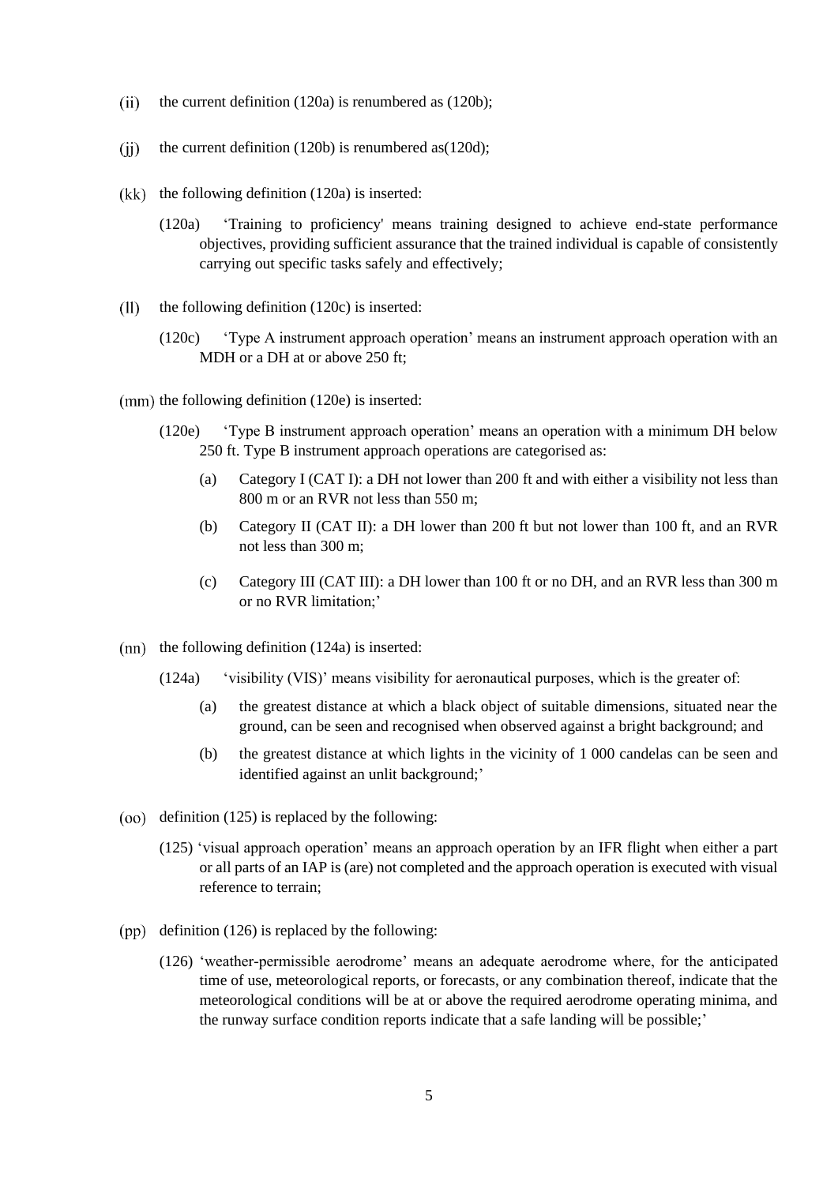(ii) the current definition (120a) is renumbered as (120b);

(jj) the current definition (120b) is renumbered as(120d);

(kk) the following definition (120a) is inserted:

> (120a) 'Training to proficiency' means training designed to achieve end-state performance objectives, providing sufficient assurance that the trained individual is capable of consistently carrying out specific tasks safely and effectively;

(ll) the following definition (120c) is inserted:

> (120c) 'Type A instrument approach operation' means an instrument approach operation with an MDH or a DH at or above 250 ft;

(mm) the following definition (120e) is inserted:

> (120e) 'Type B instrument approach operation' means an operation with a minimum DH below 250 ft. Type B instrument approach operations are categorised as:
>
> (a) Category I (CAT I): a DH not lower than 200 ft and with either a visibility not less than 800 m or an RVR not less than 550 m;
>
> (b) Category II (CAT II): a DH lower than 200 ft but not lower than 100 ft, and an RVR not less than 300 m;
>
> (c) Category III (CAT III): a DH lower than 100 ft or no DH, and an RVR less than 300 m or no RVR limitation;'

(nn) the following definition (124a) is inserted:

> (124a) 'visibility (VIS)' means visibility for aeronautical purposes, which is the greater of:
>
> (a) the greatest distance at which a black object of suitable dimensions, situated near the ground, can be seen and recognised when observed against a bright background; and
>
> (b) the greatest distance at which lights in the vicinity of 1 000 candelas can be seen and identified against an unlit background;'

(oo) definition (125) is replaced by the following:

> (125) 'visual approach operation' means an approach operation by an IFR flight when either a part or all parts of an IAP is (are) not completed and the approach operation is executed with visual reference to terrain;

(pp) definition (126) is replaced by the following:

> (126) 'weather-permissible aerodrome' means an adequate aerodrome where, for the anticipated time of use, meteorological reports, or forecasts, or any combination thereof, indicate that the meteorological conditions will be at or above the required aerodrome operating minima, and the runway surface condition reports indicate that a safe landing will be possible;'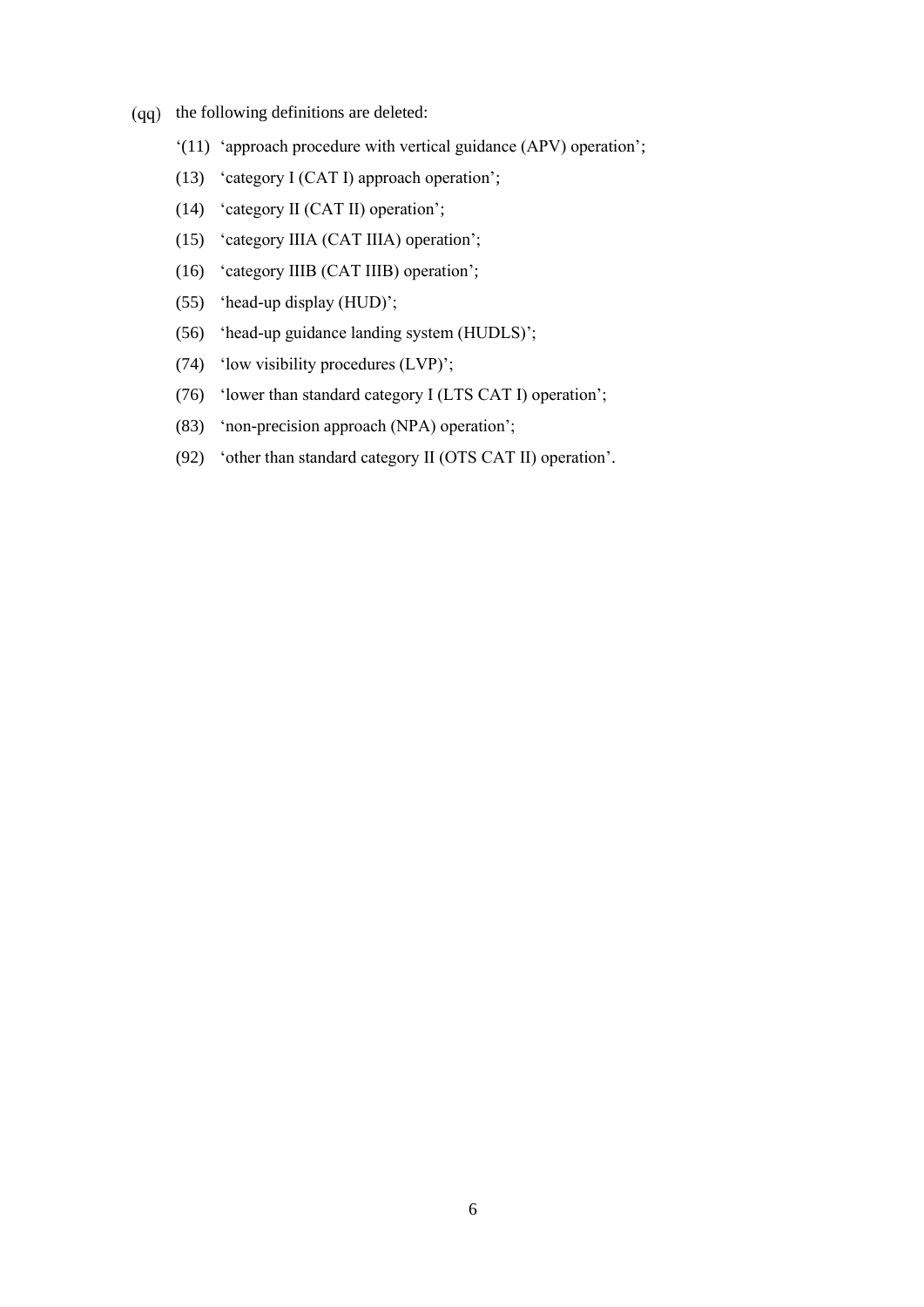(qq) the following definitions are deleted:

'(11) 'approach procedure with vertical guidance (APV) operation';

(13) 'category I (CAT I) approach operation';

(14) 'category II (CAT II) operation';

(15) 'category IIIA (CAT IIIA) operation';

(16) 'category IIIB (CAT IIIB) operation';

(55) 'head-up display (HUD)';

(56) 'head-up guidance landing system (HUDLS)';

(74) 'low visibility procedures (LVP)';

(76) 'lower than standard category I (LTS CAT I) operation';

(83) 'non-precision approach (NPA) operation';

(92) 'other than standard category II (OTS CAT II) operation'.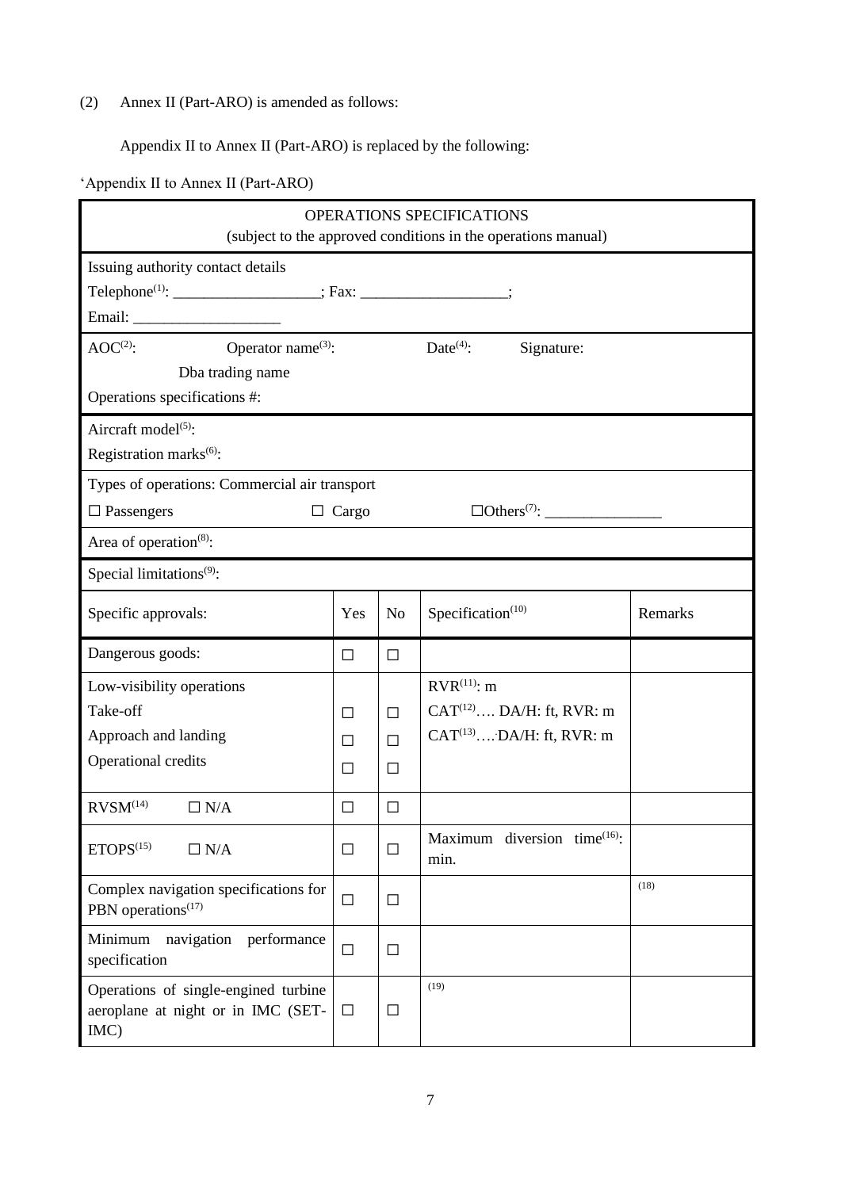(2) Annex II (Part-ARO) is amended as follows:

Appendix II to Annex II (Part-ARO) is replaced by the following:

'Appendix II to Annex II (Part-ARO)

| OPERATIONS SPECIFICATIONS (subject to the approved conditions in the operations manual) | | | | |
|---|---|---|---|---|
| Issuing authority contact details<br>Telephone[1]: ___________________; Fax: ___________________;<br>Email: ___________________ | | | | |
| AOC[2]: Operator name[3]: Date[4]: Signature:<br>Dba trading name<br>Operations specifications #: | | | | |
| Aircraft model[5]:<br>Registration marks[6]: | | | | |
| Types of operations: Commercial air transport<br>☐ Passengers ☐ Cargo ☐Others[7]: _______________ | | | | |
| Area of operation[8]: | | | | |
| Special limitations[9]: | | | | |
| Specific approvals: | Yes | No | Specification[10] | Remarks |
| Dangerous goods: | ☐ | ☐ | | |
| Low-visibility operations<br>Take-off<br>Approach and landing<br>Operational credits | <br>☐<br>☐<br>☐ | <br>☐<br>☐<br>☐ | RVR[11]: m<br>CAT[12]…. DA/H: ft, RVR: m<br>CAT[13]….DA/H: ft, RVR: m | |
| RVSM[14] ☐ N/A | ☐ | ☐ | | |
| ETOPS[15] ☐ N/A | ☐ | ☐ | Maximum diversion time[16]: min. | |
| Complex navigation specifications for PBN operations[17] | ☐ | ☐ | | [18] |
| Minimum navigation performance specification | ☐ | ☐ | | |
| Operations of single-engined turbine aeroplane at night or in IMC (SET-IMC) | ☐ | ☐ | [19] | |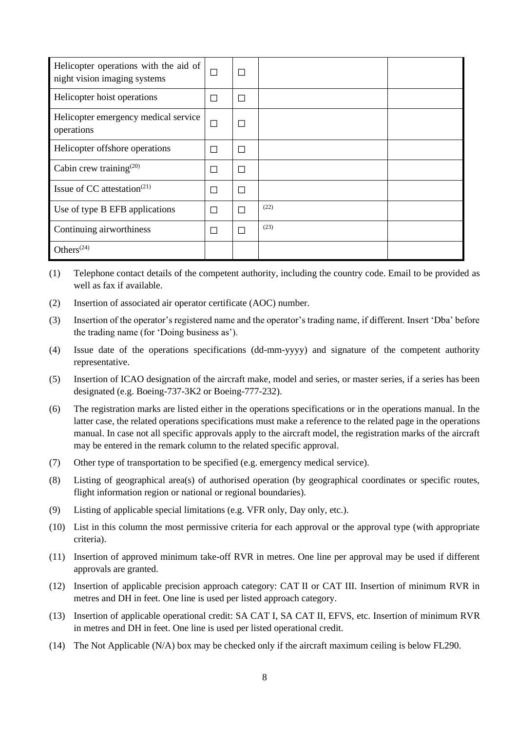| | | | | |
|---|---|---|---|---|
| Helicopter operations with the aid of night vision imaging systems | ☐ | ☐ | | |
| Helicopter hoist operations | ☐ | ☐ | | |
| Helicopter emergency medical service operations | ☐ | ☐ | | |
| Helicopter offshore operations | ☐ | ☐ | | |
| Cabin crew training[20] | ☐ | ☐ | | |
| Issue of CC attestation[21] | ☐ | ☐ | | |
| Use of type B EFB applications | ☐ | ☐ | [22] | |
| Continuing airworthiness | ☐ | ☐ | [23] | |
| Others[24] | | | | |

(1) Telephone contact details of the competent authority, including the country code. Email to be provided as well as fax if available.

(2) Insertion of associated air operator certificate (AOC) number.

(3) Insertion of the operator's registered name and the operator's trading name, if different. Insert 'Dba' before the trading name (for 'Doing business as').

(4) Issue date of the operations specifications (dd-mm-yyyy) and signature of the competent authority representative.

(5) Insertion of ICAO designation of the aircraft make, model and series, or master series, if a series has been designated (e.g. Boeing-737-3K2 or Boeing-777-232).

(6) The registration marks are listed either in the operations specifications or in the operations manual. In the latter case, the related operations specifications must make a reference to the related page in the operations manual. In case not all specific approvals apply to the aircraft model, the registration marks of the aircraft may be entered in the remark column to the related specific approval.

(7) Other type of transportation to be specified (e.g. emergency medical service).

(8) Listing of geographical area(s) of authorised operation (by geographical coordinates or specific routes, flight information region or national or regional boundaries).

(9) Listing of applicable special limitations (e.g. VFR only, Day only, etc.).

(10) List in this column the most permissive criteria for each approval or the approval type (with appropriate criteria).

(11) Insertion of approved minimum take-off RVR in metres. One line per approval may be used if different approvals are granted.

(12) Insertion of applicable precision approach category: CAT II or CAT III. Insertion of minimum RVR in metres and DH in feet. One line is used per listed approach category.

(13) Insertion of applicable operational credit: SA CAT I, SA CAT II, EFVS, etc. Insertion of minimum RVR in metres and DH in feet. One line is used per listed operational credit.

(14) The Not Applicable (N/A) box may be checked only if the aircraft maximum ceiling is below FL290.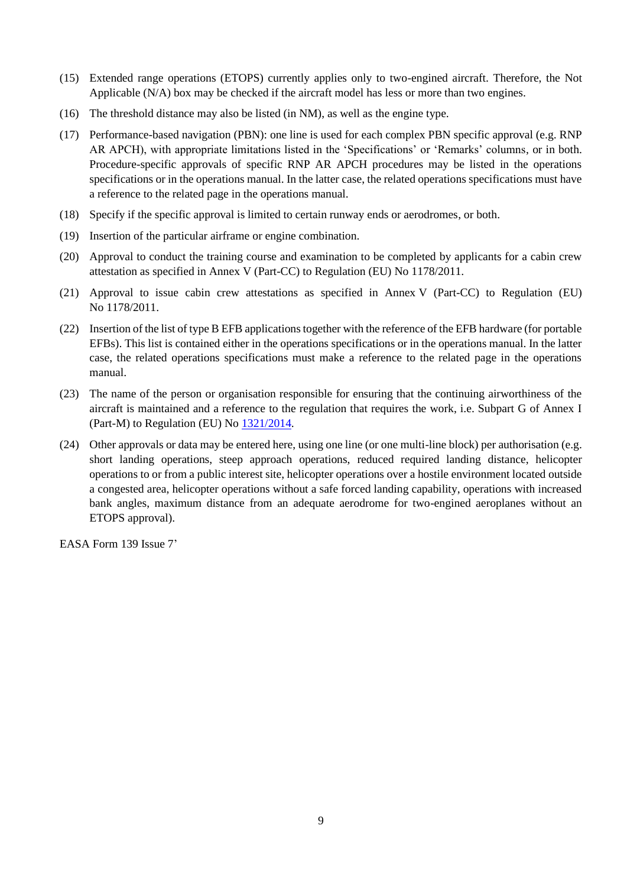(15) Extended range operations (ETOPS) currently applies only to two-engined aircraft. Therefore, the Not Applicable (N/A) box may be checked if the aircraft model has less or more than two engines.

(16) The threshold distance may also be listed (in NM), as well as the engine type.

(17) Performance-based navigation (PBN): one line is used for each complex PBN specific approval (e.g. RNP AR APCH), with appropriate limitations listed in the 'Specifications' or 'Remarks' columns, or in both. Procedure-specific approvals of specific RNP AR APCH procedures may be listed in the operations specifications or in the operations manual. In the latter case, the related operations specifications must have a reference to the related page in the operations manual.

(18) Specify if the specific approval is limited to certain runway ends or aerodromes, or both.

(19) Insertion of the particular airframe or engine combination.

(20) Approval to conduct the training course and examination to be completed by applicants for a cabin crew attestation as specified in Annex V (Part-CC) to Regulation (EU) No 1178/2011.

(21) Approval to issue cabin crew attestations as specified in Annex V (Part-CC) to Regulation (EU) No 1178/2011.

(22) Insertion of the list of type B EFB applications together with the reference of the EFB hardware (for portable EFBs). This list is contained either in the operations specifications or in the operations manual. In the latter case, the related operations specifications must make a reference to the related page in the operations manual.

(23) The name of the person or organisation responsible for ensuring that the continuing airworthiness of the aircraft is maintained and a reference to the regulation that requires the work, i.e. Subpart G of Annex I (Part-M) to Regulation (EU) No 1321/2014.

(24) Other approvals or data may be entered here, using one line (or one multi-line block) per authorisation (e.g. short landing operations, steep approach operations, reduced required landing distance, helicopter operations to or from a public interest site, helicopter operations over a hostile environment located outside a congested area, helicopter operations without a safe forced landing capability, operations with increased bank angles, maximum distance from an adequate aerodrome for two-engined aeroplanes without an ETOPS approval).

EASA Form 139 Issue 7'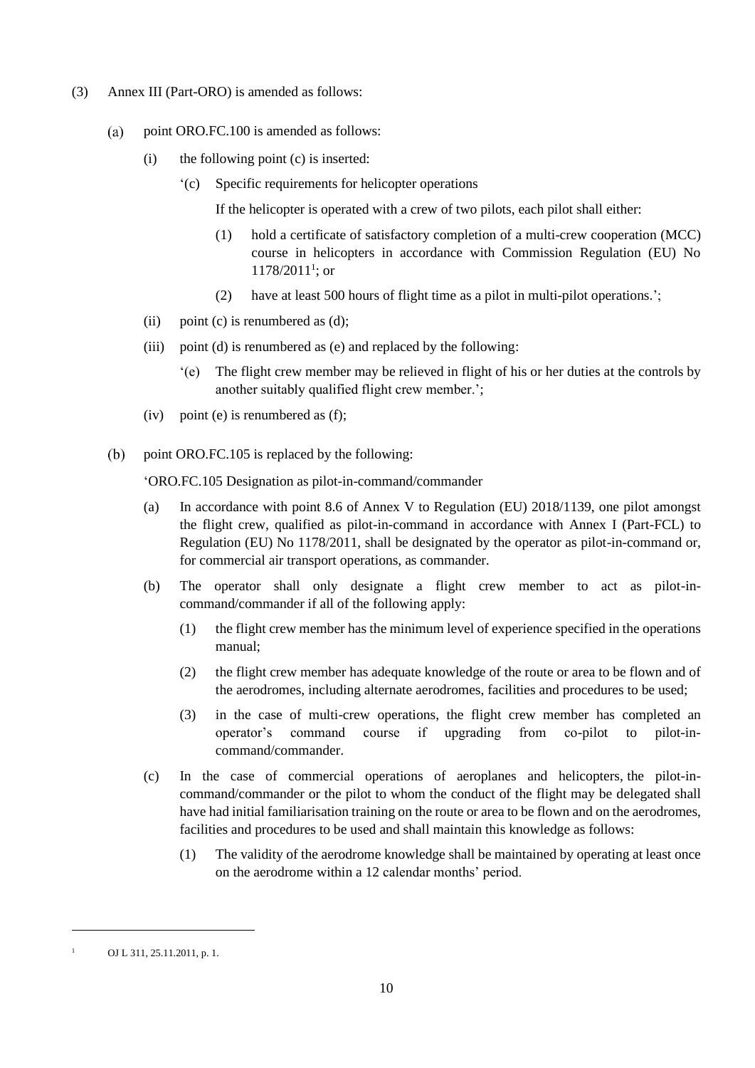(3) Annex III (Part-ORO) is amended as follows:

(a) point ORO.FC.100 is amended as follows:

(i) the following point (c) is inserted:

'(c) Specific requirements for helicopter operations

If the helicopter is operated with a crew of two pilots, each pilot shall either:

(1) hold a certificate of satisfactory completion of a multi-crew cooperation (MCC) course in helicopters in accordance with Commission Regulation (EU) No 1178/2011[1]; or

(2) have at least 500 hours of flight time as a pilot in multi-pilot operations.';

(ii) point (c) is renumbered as (d);

(iii) point (d) is renumbered as (e) and replaced by the following:

'(e) The flight crew member may be relieved in flight of his or her duties at the controls by another suitably qualified flight crew member.';

(iv) point (e) is renumbered as (f);

(b) point ORO.FC.105 is replaced by the following:

'ORO.FC.105 Designation as pilot-in-command/commander

(a) In accordance with point 8.6 of Annex V to Regulation (EU) 2018/1139, one pilot amongst the flight crew, qualified as pilot-in-command in accordance with Annex I (Part-FCL) to Regulation (EU) No 1178/2011, shall be designated by the operator as pilot-in-command or, for commercial air transport operations, as commander.

(b) The operator shall only designate a flight crew member to act as pilot-in-command/commander if all of the following apply:

(1) the flight crew member has the minimum level of experience specified in the operations manual;

(2) the flight crew member has adequate knowledge of the route or area to be flown and of the aerodromes, including alternate aerodromes, facilities and procedures to be used;

(3) in the case of multi-crew operations, the flight crew member has completed an operator's command course if upgrading from co-pilot to pilot-in-command/commander.

(c) In the case of commercial operations of aeroplanes and helicopters, the pilot-in-command/commander or the pilot to whom the conduct of the flight may be delegated shall have had initial familiarisation training on the route or area to be flown and on the aerodromes, facilities and procedures to be used and shall maintain this knowledge as follows:

(1) The validity of the aerodrome knowledge shall be maintained by operating at least once on the aerodrome within a 12 calendar months' period.

---

[1] OJ L 311, 25.11.2011, p. 1.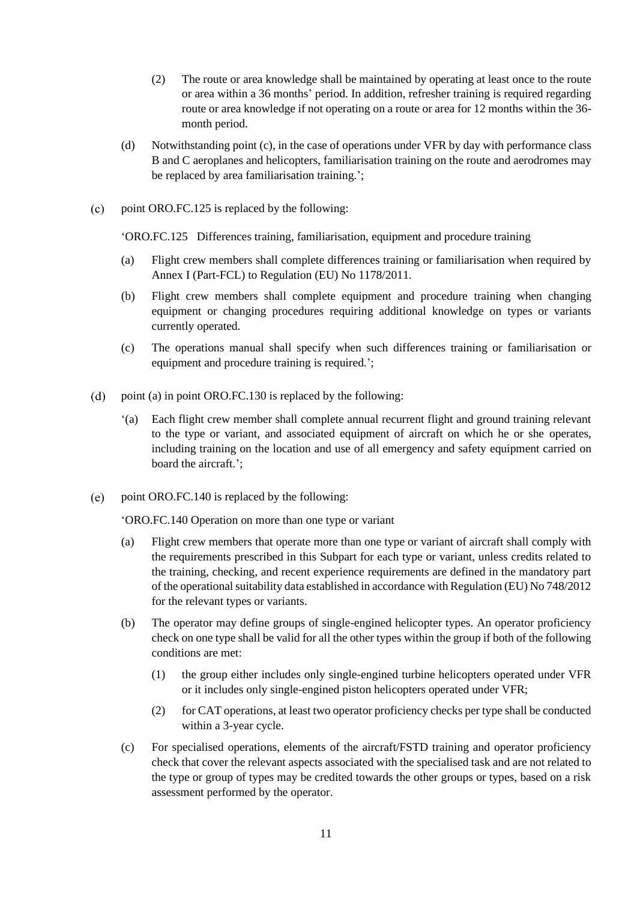(2) The route or area knowledge shall be maintained by operating at least once to the route or area within a 36 months' period. In addition, refresher training is required regarding route or area knowledge if not operating on a route or area for 12 months within the 36-month period.

(d) Notwithstanding point (c), in the case of operations under VFR by day with performance class B and C aeroplanes and helicopters, familiarisation training on the route and aerodromes may be replaced by area familiarisation training.';

(c) point ORO.FC.125 is replaced by the following:

'ORO.FC.125 Differences training, familiarisation, equipment and procedure training

(a) Flight crew members shall complete differences training or familiarisation when required by Annex I (Part-FCL) to Regulation (EU) No 1178/2011.

(b) Flight crew members shall complete equipment and procedure training when changing equipment or changing procedures requiring additional knowledge on types or variants currently operated.

(c) The operations manual shall specify when such differences training or familiarisation or equipment and procedure training is required.';

(d) point (a) in point ORO.FC.130 is replaced by the following:

'(a) Each flight crew member shall complete annual recurrent flight and ground training relevant to the type or variant, and associated equipment of aircraft on which he or she operates, including training on the location and use of all emergency and safety equipment carried on board the aircraft.';

(e) point ORO.FC.140 is replaced by the following:

'ORO.FC.140 Operation on more than one type or variant

(a) Flight crew members that operate more than one type or variant of aircraft shall comply with the requirements prescribed in this Subpart for each type or variant, unless credits related to the training, checking, and recent experience requirements are defined in the mandatory part of the operational suitability data established in accordance with Regulation (EU) No 748/2012 for the relevant types or variants.

(b) The operator may define groups of single-engined helicopter types. An operator proficiency check on one type shall be valid for all the other types within the group if both of the following conditions are met:

(1) the group either includes only single-engined turbine helicopters operated under VFR or it includes only single-engined piston helicopters operated under VFR;

(2) for CAT operations, at least two operator proficiency checks per type shall be conducted within a 3-year cycle.

(c) For specialised operations, elements of the aircraft/FSTD training and operator proficiency check that cover the relevant aspects associated with the specialised task and are not related to the type or group of types may be credited towards the other groups or types, based on a risk assessment performed by the operator.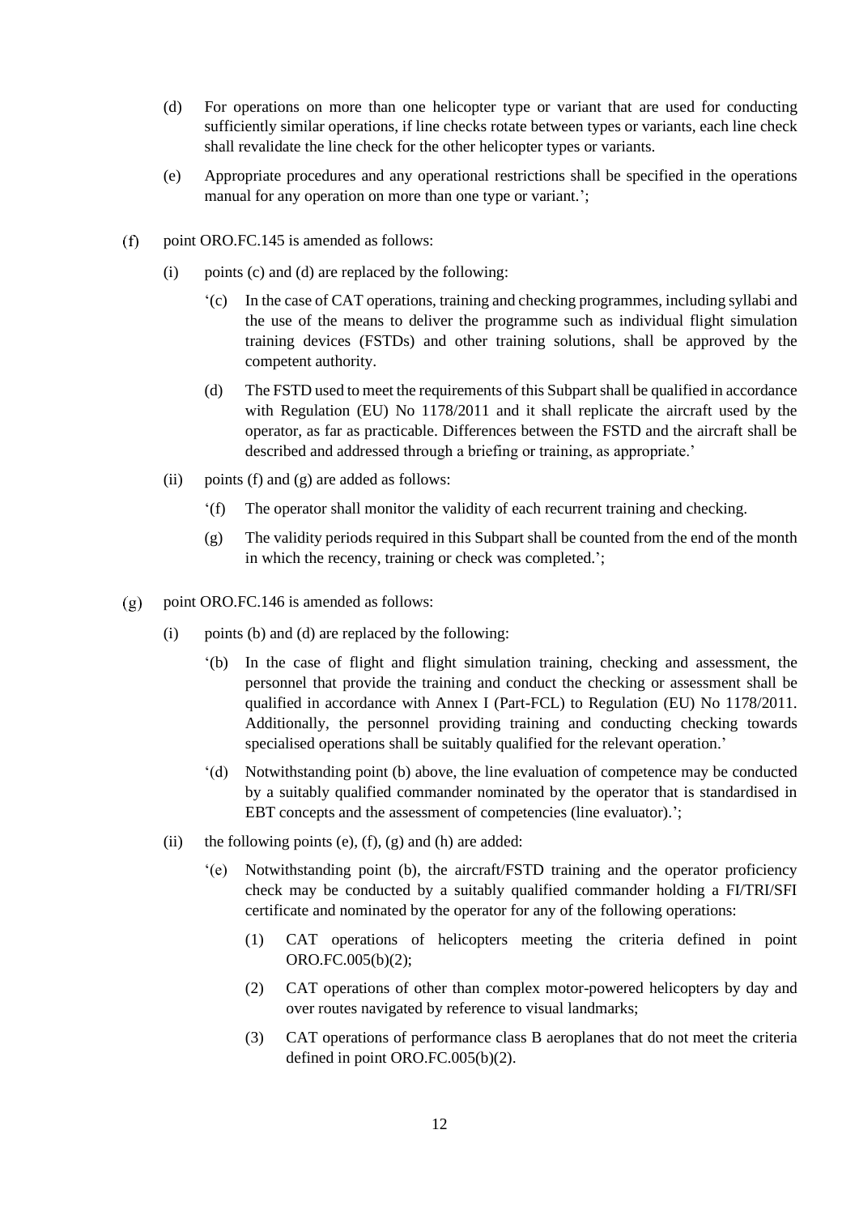(d) For operations on more than one helicopter type or variant that are used for conducting sufficiently similar operations, if line checks rotate between types or variants, each line check shall revalidate the line check for the other helicopter types or variants.

(e) Appropriate procedures and any operational restrictions shall be specified in the operations manual for any operation on more than one type or variant.';

(f) point ORO.FC.145 is amended as follows:

(i) points (c) and (d) are replaced by the following:

'(c) In the case of CAT operations, training and checking programmes, including syllabi and the use of the means to deliver the programme such as individual flight simulation training devices (FSTDs) and other training solutions, shall be approved by the competent authority.

(d) The FSTD used to meet the requirements of this Subpart shall be qualified in accordance with Regulation (EU) No 1178/2011 and it shall replicate the aircraft used by the operator, as far as practicable. Differences between the FSTD and the aircraft shall be described and addressed through a briefing or training, as appropriate.'

(ii) points (f) and (g) are added as follows:

'(f) The operator shall monitor the validity of each recurrent training and checking.

(g) The validity periods required in this Subpart shall be counted from the end of the month in which the recency, training or check was completed.';

(g) point ORO.FC.146 is amended as follows:

(i) points (b) and (d) are replaced by the following:

'(b) In the case of flight and flight simulation training, checking and assessment, the personnel that provide the training and conduct the checking or assessment shall be qualified in accordance with Annex I (Part-FCL) to Regulation (EU) No 1178/2011. Additionally, the personnel providing training and conducting checking towards specialised operations shall be suitably qualified for the relevant operation.'

'(d) Notwithstanding point (b) above, the line evaluation of competence may be conducted by a suitably qualified commander nominated by the operator that is standardised in EBT concepts and the assessment of competencies (line evaluator).';

(ii) the following points (e), (f), (g) and (h) are added:

'(e) Notwithstanding point (b), the aircraft/FSTD training and the operator proficiency check may be conducted by a suitably qualified commander holding a FI/TRI/SFI certificate and nominated by the operator for any of the following operations:

(1) CAT operations of helicopters meeting the criteria defined in point ORO.FC.005(b)(2);

(2) CAT operations of other than complex motor-powered helicopters by day and over routes navigated by reference to visual landmarks;

(3) CAT operations of performance class B aeroplanes that do not meet the criteria defined in point ORO.FC.005(b)(2).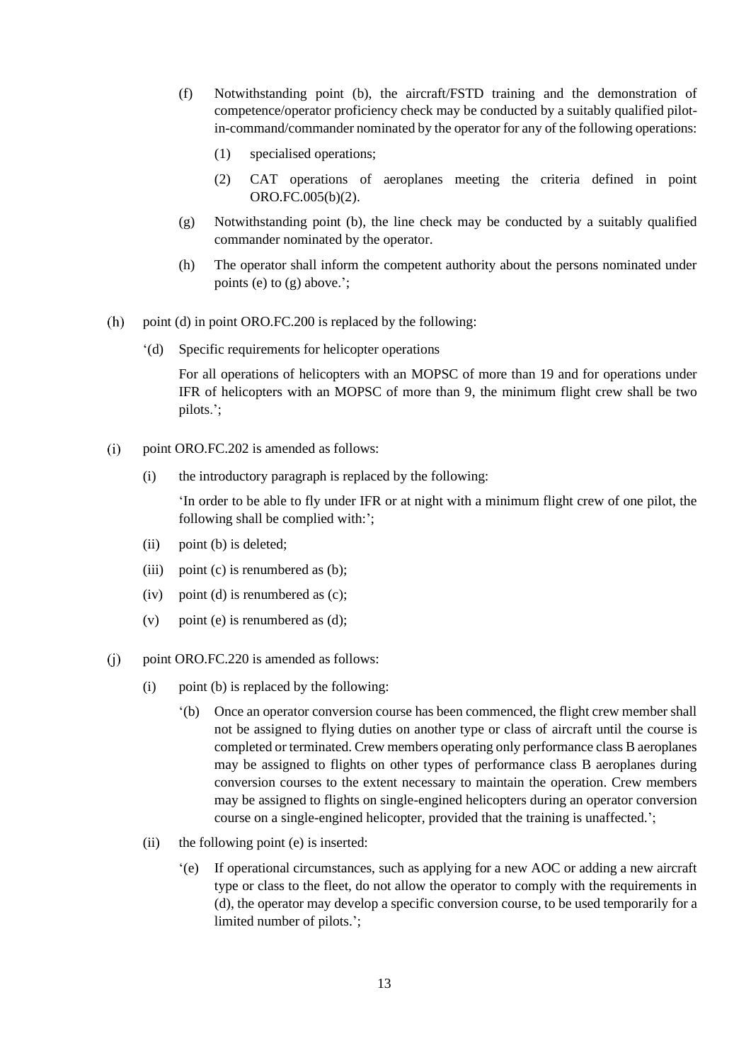(f) Notwithstanding point (b), the aircraft/FSTD training and the demonstration of competence/operator proficiency check may be conducted by a suitably qualified pilot-in-command/commander nominated by the operator for any of the following operations:

   (1) specialised operations;

   (2) CAT operations of aeroplanes meeting the criteria defined in point ORO.FC.005(b)(2).

(g) Notwithstanding point (b), the line check may be conducted by a suitably qualified commander nominated by the operator.

(h) The operator shall inform the competent authority about the persons nominated under points (e) to (g) above.';

(h) point (d) in point ORO.FC.200 is replaced by the following:

'(d) Specific requirements for helicopter operations

For all operations of helicopters with an MOPSC of more than 19 and for operations under IFR of helicopters with an MOPSC of more than 9, the minimum flight crew shall be two pilots.';

(i) point ORO.FC.202 is amended as follows:

(i) the introductory paragraph is replaced by the following:

'In order to be able to fly under IFR or at night with a minimum flight crew of one pilot, the following shall be complied with:';

(ii) point (b) is deleted;

(iii) point (c) is renumbered as (b);

(iv) point (d) is renumbered as (c);

(v) point (e) is renumbered as (d);

(j) point ORO.FC.220 is amended as follows:

(i) point (b) is replaced by the following:

'(b) Once an operator conversion course has been commenced, the flight crew member shall not be assigned to flying duties on another type or class of aircraft until the course is completed or terminated. Crew members operating only performance class B aeroplanes may be assigned to flights on other types of performance class B aeroplanes during conversion courses to the extent necessary to maintain the operation. Crew members may be assigned to flights on single-engined helicopters during an operator conversion course on a single-engined helicopter, provided that the training is unaffected.';

(ii) the following point (e) is inserted:

'(e) If operational circumstances, such as applying for a new AOC or adding a new aircraft type or class to the fleet, do not allow the operator to comply with the requirements in (d), the operator may develop a specific conversion course, to be used temporarily for a limited number of pilots.';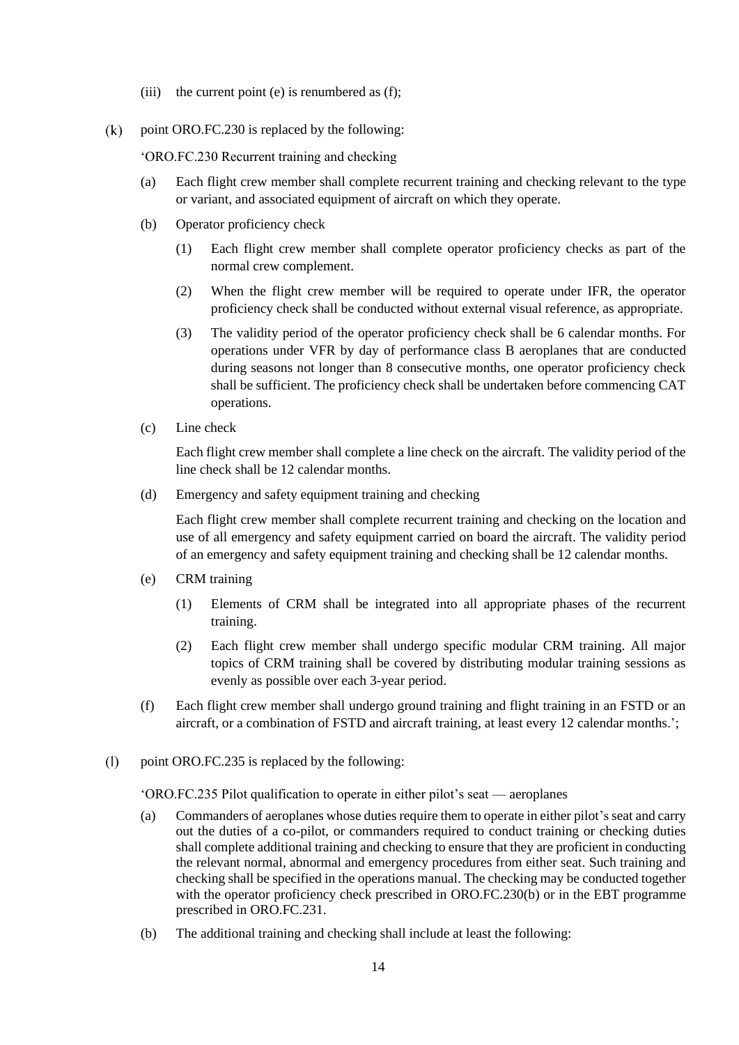(iii) the current point (e) is renumbered as (f);

(k) point ORO.FC.230 is replaced by the following:

'ORO.FC.230 Recurrent training and checking

(a) Each flight crew member shall complete recurrent training and checking relevant to the type or variant, and associated equipment of aircraft on which they operate.

(b) Operator proficiency check

(1) Each flight crew member shall complete operator proficiency checks as part of the normal crew complement.

(2) When the flight crew member will be required to operate under IFR, the operator proficiency check shall be conducted without external visual reference, as appropriate.

(3) The validity period of the operator proficiency check shall be 6 calendar months. For operations under VFR by day of performance class B aeroplanes that are conducted during seasons not longer than 8 consecutive months, one operator proficiency check shall be sufficient. The proficiency check shall be undertaken before commencing CAT operations.

(c) Line check

Each flight crew member shall complete a line check on the aircraft. The validity period of the line check shall be 12 calendar months.

(d) Emergency and safety equipment training and checking

Each flight crew member shall complete recurrent training and checking on the location and use of all emergency and safety equipment carried on board the aircraft. The validity period of an emergency and safety equipment training and checking shall be 12 calendar months.

(e) CRM training

(1) Elements of CRM shall be integrated into all appropriate phases of the recurrent training.

(2) Each flight crew member shall undergo specific modular CRM training. All major topics of CRM training shall be covered by distributing modular training sessions as evenly as possible over each 3-year period.

(f) Each flight crew member shall undergo ground training and flight training in an FSTD or an aircraft, or a combination of FSTD and aircraft training, at least every 12 calendar months.';

(l) point ORO.FC.235 is replaced by the following:

'ORO.FC.235 Pilot qualification to operate in either pilot's seat — aeroplanes

(a) Commanders of aeroplanes whose duties require them to operate in either pilot's seat and carry out the duties of a co-pilot, or commanders required to conduct training or checking duties shall complete additional training and checking to ensure that they are proficient in conducting the relevant normal, abnormal and emergency procedures from either seat. Such training and checking shall be specified in the operations manual. The checking may be conducted together with the operator proficiency check prescribed in ORO.FC.230(b) or in the EBT programme prescribed in ORO.FC.231.

(b) The additional training and checking shall include at least the following: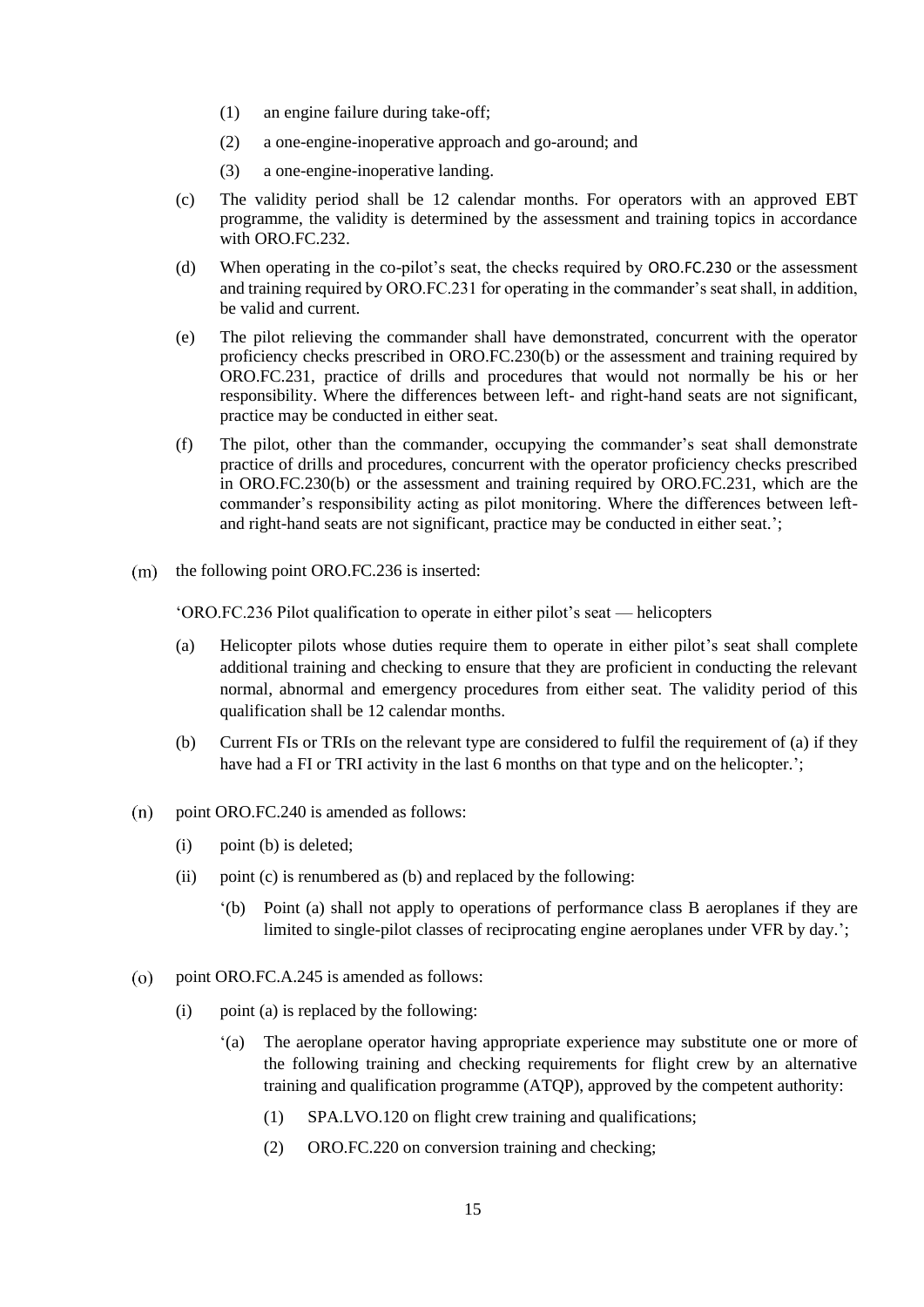(1) an engine failure during take-off;

(2) a one-engine-inoperative approach and go-around; and

(3) a one-engine-inoperative landing.

(c) The validity period shall be 12 calendar months. For operators with an approved EBT programme, the validity is determined by the assessment and training topics in accordance with ORO.FC.232.

(d) When operating in the co-pilot's seat, the checks required by ORO.FC.230 or the assessment and training required by ORO.FC.231 for operating in the commander's seat shall, in addition, be valid and current.

(e) The pilot relieving the commander shall have demonstrated, concurrent with the operator proficiency checks prescribed in ORO.FC.230(b) or the assessment and training required by ORO.FC.231, practice of drills and procedures that would not normally be his or her responsibility. Where the differences between left- and right-hand seats are not significant, practice may be conducted in either seat.

(f) The pilot, other than the commander, occupying the commander's seat shall demonstrate practice of drills and procedures, concurrent with the operator proficiency checks prescribed in ORO.FC.230(b) or the assessment and training required by ORO.FC.231, which are the commander's responsibility acting as pilot monitoring. Where the differences between left- and right-hand seats are not significant, practice may be conducted in either seat.';

(m) the following point ORO.FC.236 is inserted:

'ORO.FC.236 Pilot qualification to operate in either pilot's seat — helicopters

(a) Helicopter pilots whose duties require them to operate in either pilot's seat shall complete additional training and checking to ensure that they are proficient in conducting the relevant normal, abnormal and emergency procedures from either seat. The validity period of this qualification shall be 12 calendar months.

(b) Current FIs or TRIs on the relevant type are considered to fulfil the requirement of (a) if they have had a FI or TRI activity in the last 6 months on that type and on the helicopter.';

(n) point ORO.FC.240 is amended as follows:

(i) point (b) is deleted;

(ii) point (c) is renumbered as (b) and replaced by the following:

'(b) Point (a) shall not apply to operations of performance class B aeroplanes if they are limited to single-pilot classes of reciprocating engine aeroplanes under VFR by day.';

(o) point ORO.FC.A.245 is amended as follows:

(i) point (a) is replaced by the following:

'(a) The aeroplane operator having appropriate experience may substitute one or more of the following training and checking requirements for flight crew by an alternative training and qualification programme (ATQP), approved by the competent authority:

(1) SPA.LVO.120 on flight crew training and qualifications;

(2) ORO.FC.220 on conversion training and checking;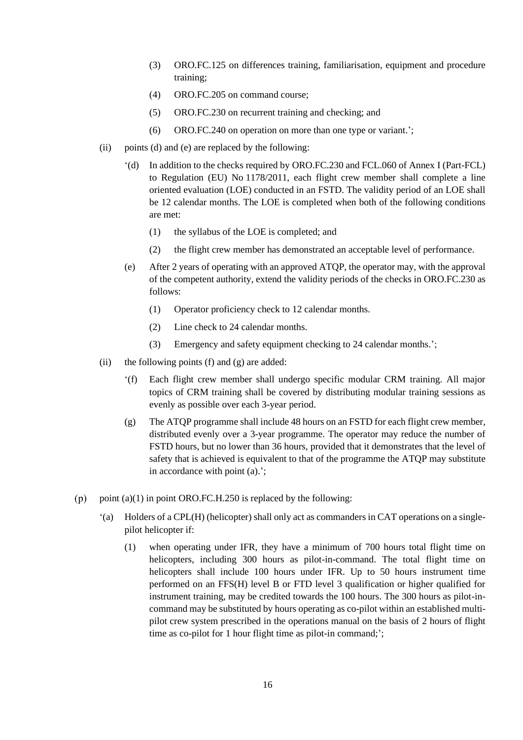(3) ORO.FC.125 on differences training, familiarisation, equipment and procedure training;

(4) ORO.FC.205 on command course;

(5) ORO.FC.230 on recurrent training and checking; and

(6) ORO.FC.240 on operation on more than one type or variant.';

(ii) points (d) and (e) are replaced by the following:

'(d) In addition to the checks required by ORO.FC.230 and FCL.060 of Annex I (Part-FCL) to Regulation (EU) No 1178/2011, each flight crew member shall complete a line oriented evaluation (LOE) conducted in an FSTD. The validity period of an LOE shall be 12 calendar months. The LOE is completed when both of the following conditions are met:

(1) the syllabus of the LOE is completed; and

(2) the flight crew member has demonstrated an acceptable level of performance.

(e) After 2 years of operating with an approved ATQP, the operator may, with the approval of the competent authority, extend the validity periods of the checks in ORO.FC.230 as follows:

(1) Operator proficiency check to 12 calendar months.

(2) Line check to 24 calendar months.

(3) Emergency and safety equipment checking to 24 calendar months.';

(ii) the following points (f) and (g) are added:

'(f) Each flight crew member shall undergo specific modular CRM training. All major topics of CRM training shall be covered by distributing modular training sessions as evenly as possible over each 3-year period.

(g) The ATQP programme shall include 48 hours on an FSTD for each flight crew member, distributed evenly over a 3-year programme. The operator may reduce the number of FSTD hours, but no lower than 36 hours, provided that it demonstrates that the level of safety that is achieved is equivalent to that of the programme the ATQP may substitute in accordance with point (a).';

(p) point (a)(1) in point ORO.FC.H.250 is replaced by the following:

'(a) Holders of a CPL(H) (helicopter) shall only act as commanders in CAT operations on a single-pilot helicopter if:

(1) when operating under IFR, they have a minimum of 700 hours total flight time on helicopters, including 300 hours as pilot-in-command. The total flight time on helicopters shall include 100 hours under IFR. Up to 50 hours instrument time performed on an FFS(H) level B or FTD level 3 qualification or higher qualified for instrument training, may be credited towards the 100 hours. The 300 hours as pilot-in-command may be substituted by hours operating as co-pilot within an established multi-pilot crew system prescribed in the operations manual on the basis of 2 hours of flight time as co-pilot for 1 hour flight time as pilot-in command;';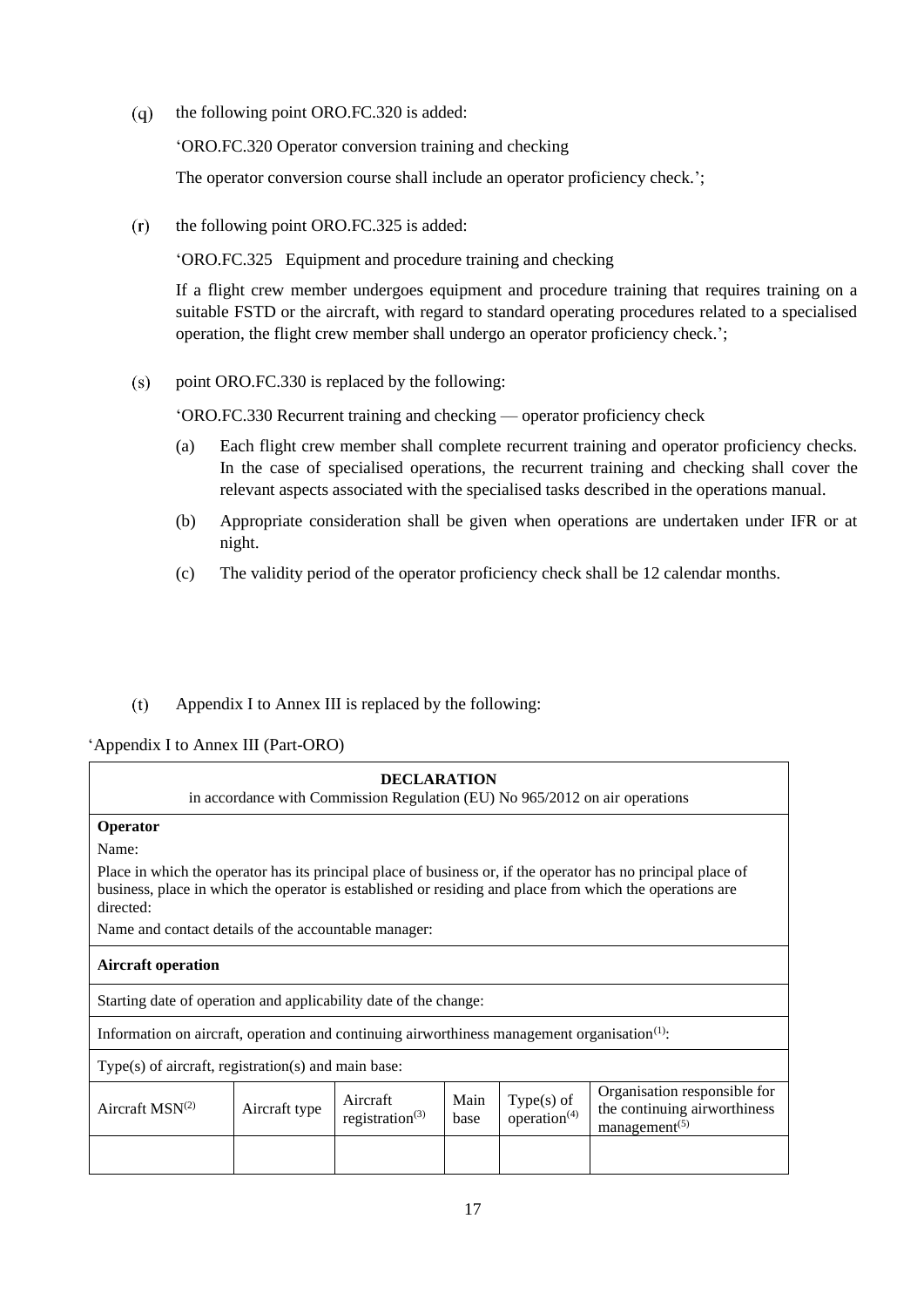(q) the following point ORO.FC.320 is added:

'ORO.FC.320 Operator conversion training and checking

The operator conversion course shall include an operator proficiency check.';

(r) the following point ORO.FC.325 is added:

'ORO.FC.325 Equipment and procedure training and checking

If a flight crew member undergoes equipment and procedure training that requires training on a suitable FSTD or the aircraft, with regard to standard operating procedures related to a specialised operation, the flight crew member shall undergo an operator proficiency check.';

(s) point ORO.FC.330 is replaced by the following:

'ORO.FC.330 Recurrent training and checking — operator proficiency check

(a) Each flight crew member shall complete recurrent training and operator proficiency checks. In the case of specialised operations, the recurrent training and checking shall cover the relevant aspects associated with the specialised tasks described in the operations manual.

(b) Appropriate consideration shall be given when operations are undertaken under IFR or at night.

(c) The validity period of the operator proficiency check shall be 12 calendar months.

(t) Appendix I to Annex III is replaced by the following:

'Appendix I to Annex III (Part-ORO)

| **DECLARATION**<br>in accordance with Commission Regulation (EU) No 965/2012 on air operations | | | | | |
|---|---|---|---|---|---|
| **Operator**<br>Name:<br>Place in which the operator has its principal place of business or, if the operator has no principal place of business, place in which the operator is established or residing and place from which the operations are directed:<br>Name and contact details of the accountable manager: | | | | | |
| **Aircraft operation** | | | | | |
| Starting date of operation and applicability date of the change: | | | | | |
| Information on aircraft, operation and continuing airworthiness management organisation[(1)]: | | | | | |
| Type(s) of aircraft, registration(s) and main base: | | | | | |
| Aircraft MSN[(2)] | Aircraft type | Aircraft registration[(3)] | Main base | Type(s) of operation[(4)] | Organisation responsible for the continuing airworthiness management[(5)] |
| | | | | | |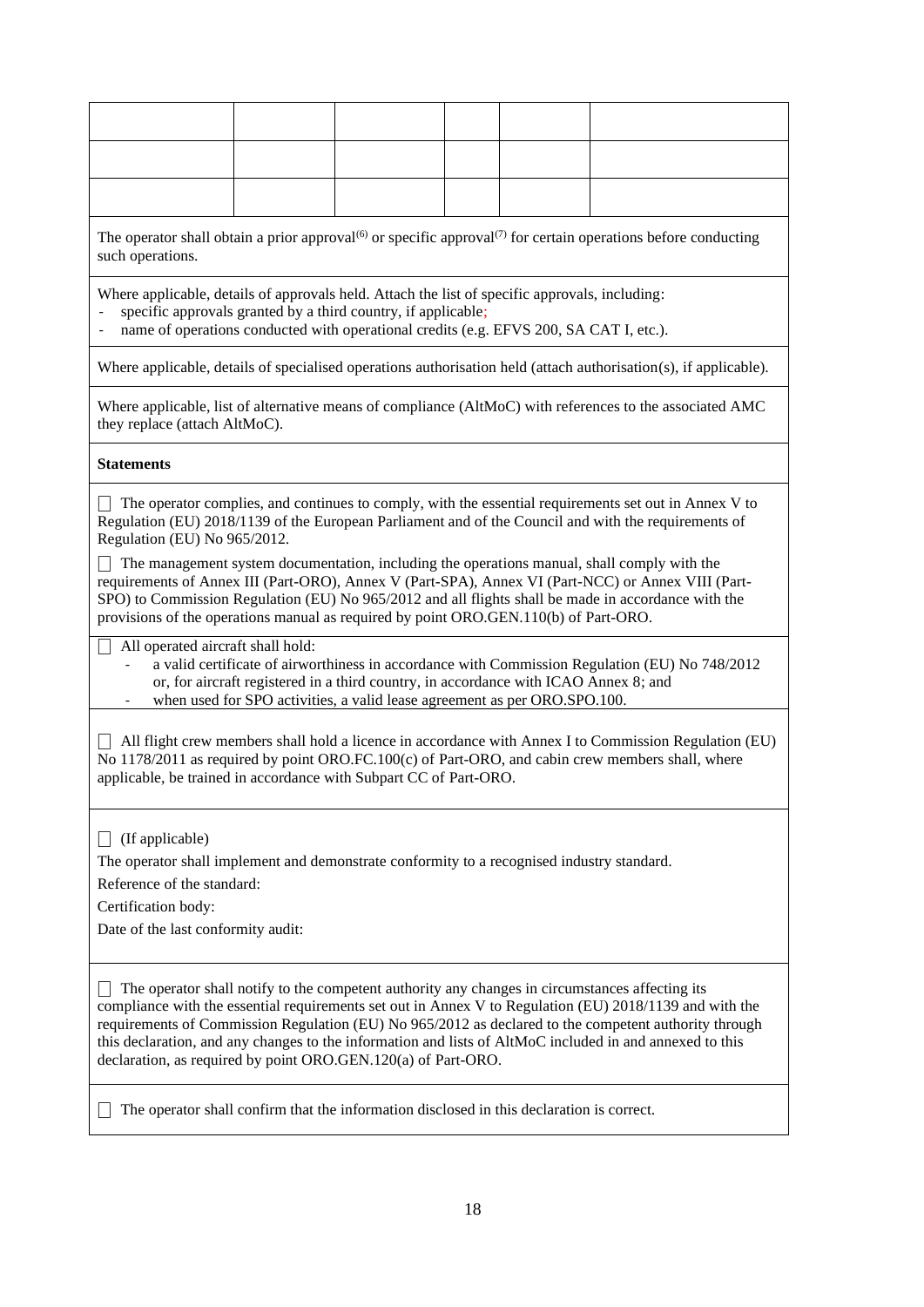| | | | | | |
|---|---|---|---|---|---|
| | | | | | |
| | | | | | |
| | | | | | |

The operator shall obtain a prior approval[6] or specific approval[7] for certain operations before conducting such operations.

Where applicable, details of approvals held. Attach the list of specific approvals, including:
- specific approvals granted by a third country, if applicable;
- name of operations conducted with operational credits (e.g. EFVS 200, SA CAT I, etc.).

Where applicable, details of specialised operations authorisation held (attach authorisation(s), if applicable).

Where applicable, list of alternative means of compliance (AltMoC) with references to the associated AMC they replace (attach AltMoC).

**Statements**

☐ The operator complies, and continues to comply, with the essential requirements set out in Annex V to Regulation (EU) 2018/1139 of the European Parliament and of the Council and with the requirements of Regulation (EU) No 965/2012.

☐ The management system documentation, including the operations manual, shall comply with the requirements of Annex III (Part-ORO), Annex V (Part-SPA), Annex VI (Part-NCC) or Annex VIII (Part-SPO) to Commission Regulation (EU) No 965/2012 and all flights shall be made in accordance with the provisions of the operations manual as required by point ORO.GEN.110(b) of Part-ORO.

☐ All operated aircraft shall hold:
- a valid certificate of airworthiness in accordance with Commission Regulation (EU) No 748/2012 or, for aircraft registered in a third country, in accordance with ICAO Annex 8; and
- when used for SPO activities, a valid lease agreement as per ORO.SPO.100.

☐ All flight crew members shall hold a licence in accordance with Annex I to Commission Regulation (EU) No 1178/2011 as required by point ORO.FC.100(c) of Part-ORO, and cabin crew members shall, where applicable, be trained in accordance with Subpart CC of Part-ORO.

☐ (If applicable)

The operator shall implement and demonstrate conformity to a recognised industry standard.

Reference of the standard:

Certification body:

Date of the last conformity audit:

☐ The operator shall notify to the competent authority any changes in circumstances affecting its compliance with the essential requirements set out in Annex V to Regulation (EU) 2018/1139 and with the requirements of Commission Regulation (EU) No 965/2012 as declared to the competent authority through this declaration, and any changes to the information and lists of AltMoC included in and annexed to this declaration, as required by point ORO.GEN.120(a) of Part-ORO.

☐ The operator shall confirm that the information disclosed in this declaration is correct.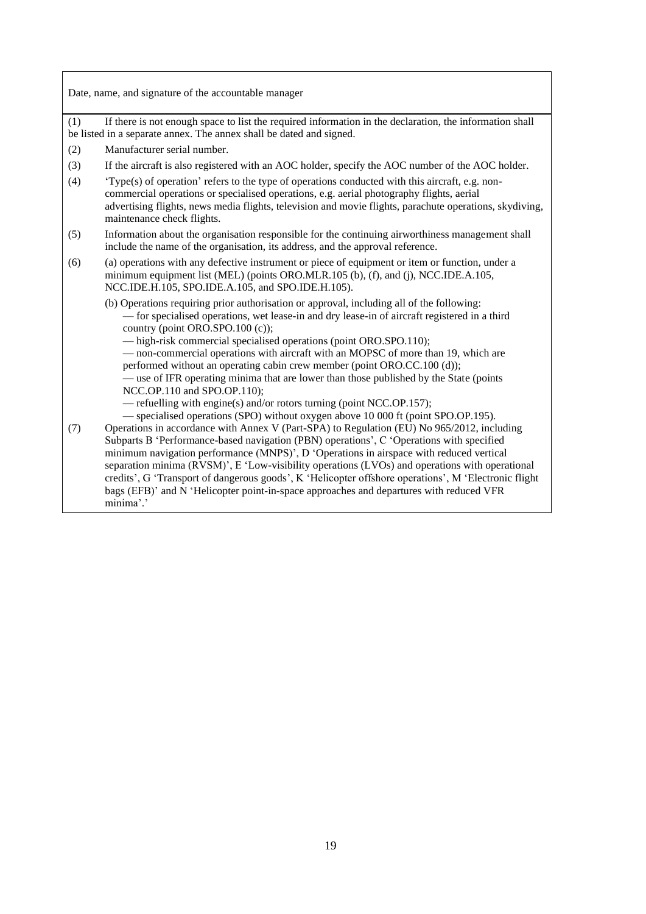Date, name, and signature of the accountable manager

(1) If there is not enough space to list the required information in the declaration, the information shall be listed in a separate annex. The annex shall be dated and signed.

(2) Manufacturer serial number.

(3) If the aircraft is also registered with an AOC holder, specify the AOC number of the AOC holder.

(4) 'Type(s) of operation' refers to the type of operations conducted with this aircraft, e.g. non-commercial operations or specialised operations, e.g. aerial photography flights, aerial advertising flights, news media flights, television and movie flights, parachute operations, skydiving, maintenance check flights.

(5) Information about the organisation responsible for the continuing airworthiness management shall include the name of the organisation, its address, and the approval reference.

(6) (a) operations with any defective instrument or piece of equipment or item or function, under a minimum equipment list (MEL) (points ORO.MLR.105 (b), (f), and (j), NCC.IDE.A.105, NCC.IDE.H.105, SPO.IDE.A.105, and SPO.IDE.H.105).

(b) Operations requiring prior authorisation or approval, including all of the following:
— for specialised operations, wet lease-in and dry lease-in of aircraft registered in a third country (point ORO.SPO.100 (c));
— high-risk commercial specialised operations (point ORO.SPO.110);
— non-commercial operations with aircraft with an MOPSC of more than 19, which are performed without an operating cabin crew member (point ORO.CC.100 (d));
— use of IFR operating minima that are lower than those published by the State (points NCC.OP.110 and SPO.OP.110);
— refuelling with engine(s) and/or rotors turning (point NCC.OP.157);
— specialised operations (SPO) without oxygen above 10 000 ft (point SPO.OP.195).

(7) Operations in accordance with Annex V (Part-SPA) to Regulation (EU) No 965/2012, including Subparts B 'Performance-based navigation (PBN) operations', C 'Operations with specified minimum navigation performance (MNPS)', D 'Operations in airspace with reduced vertical separation minima (RVSM)', E 'Low-visibility operations (LVOs) and operations with operational credits', G 'Transport of dangerous goods', K 'Helicopter offshore operations', M 'Electronic flight bags (EFB)' and N 'Helicopter point-in-space approaches and departures with reduced VFR minima'.'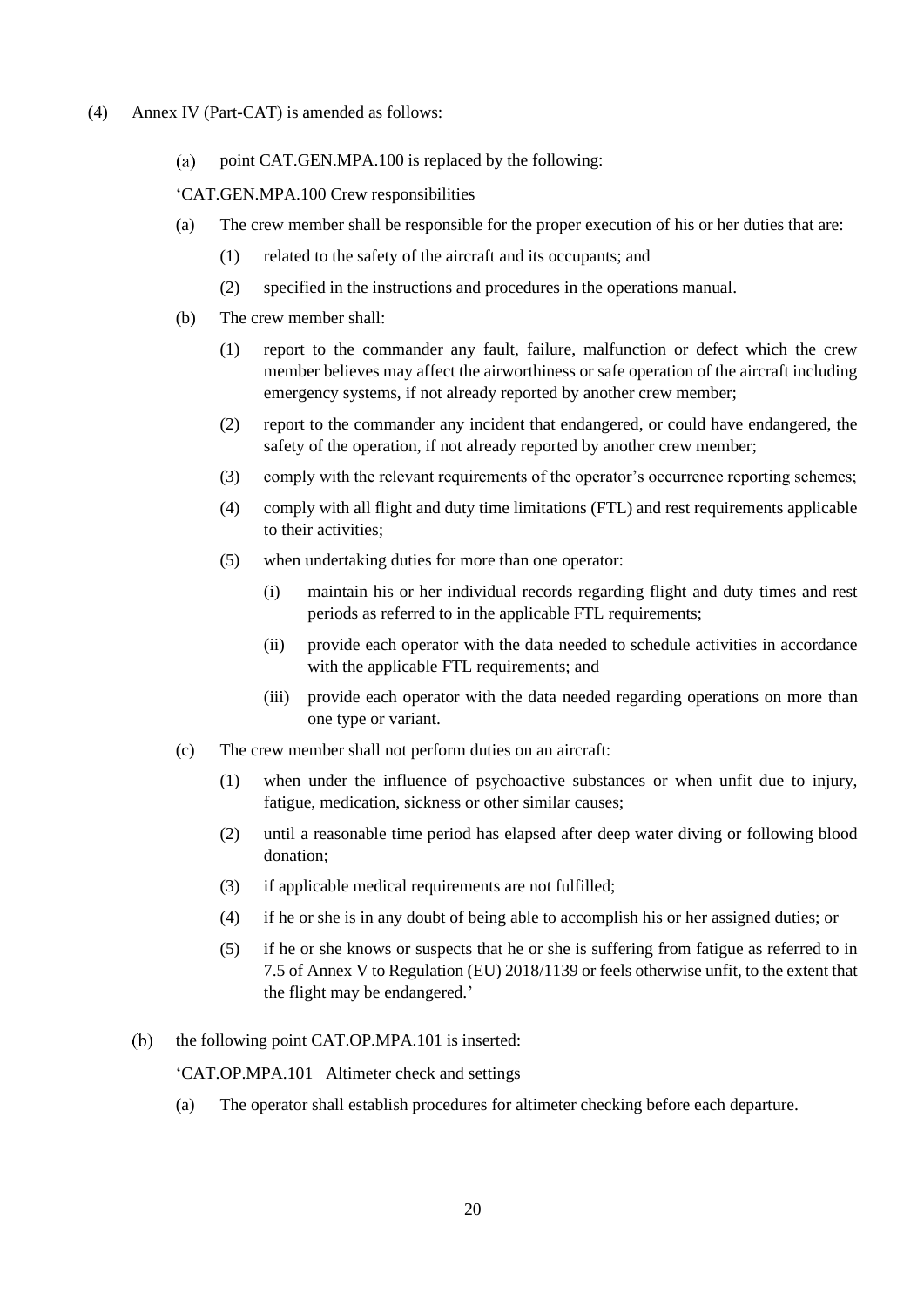(4) Annex IV (Part-CAT) is amended as follows:

(a) point CAT.GEN.MPA.100 is replaced by the following:

'CAT.GEN.MPA.100 Crew responsibilities

(a) The crew member shall be responsible for the proper execution of his or her duties that are:

  (1) related to the safety of the aircraft and its occupants; and

  (2) specified in the instructions and procedures in the operations manual.

(b) The crew member shall:

  (1) report to the commander any fault, failure, malfunction or defect which the crew member believes may affect the airworthiness or safe operation of the aircraft including emergency systems, if not already reported by another crew member;

  (2) report to the commander any incident that endangered, or could have endangered, the safety of the operation, if not already reported by another crew member;

  (3) comply with the relevant requirements of the operator's occurrence reporting schemes;

  (4) comply with all flight and duty time limitations (FTL) and rest requirements applicable to their activities;

  (5) when undertaking duties for more than one operator:

    (i) maintain his or her individual records regarding flight and duty times and rest periods as referred to in the applicable FTL requirements;

    (ii) provide each operator with the data needed to schedule activities in accordance with the applicable FTL requirements; and

    (iii) provide each operator with the data needed regarding operations on more than one type or variant.

(c) The crew member shall not perform duties on an aircraft:

  (1) when under the influence of psychoactive substances or when unfit due to injury, fatigue, medication, sickness or other similar causes;

  (2) until a reasonable time period has elapsed after deep water diving or following blood donation;

  (3) if applicable medical requirements are not fulfilled;

  (4) if he or she is in any doubt of being able to accomplish his or her assigned duties; or

  (5) if he or she knows or suspects that he or she is suffering from fatigue as referred to in 7.5 of Annex V to Regulation (EU) 2018/1139 or feels otherwise unfit, to the extent that the flight may be endangered.'

(b) the following point CAT.OP.MPA.101 is inserted:

'CAT.OP.MPA.101 Altimeter check and settings

(a) The operator shall establish procedures for altimeter checking before each departure.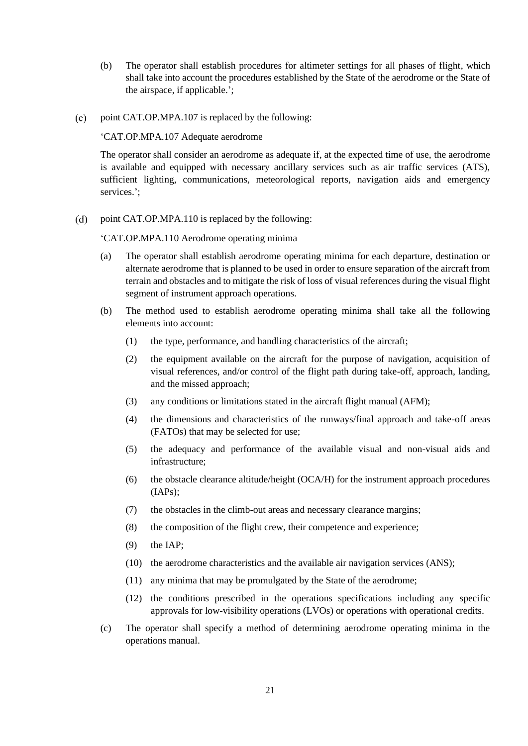(b) The operator shall establish procedures for altimeter settings for all phases of flight, which shall take into account the procedures established by the State of the aerodrome or the State of the airspace, if applicable.';

(c) point CAT.OP.MPA.107 is replaced by the following:

'CAT.OP.MPA.107 Adequate aerodrome

The operator shall consider an aerodrome as adequate if, at the expected time of use, the aerodrome is available and equipped with necessary ancillary services such as air traffic services (ATS), sufficient lighting, communications, meteorological reports, navigation aids and emergency services.';

(d) point CAT.OP.MPA.110 is replaced by the following:

'CAT.OP.MPA.110 Aerodrome operating minima

(a) The operator shall establish aerodrome operating minima for each departure, destination or alternate aerodrome that is planned to be used in order to ensure separation of the aircraft from terrain and obstacles and to mitigate the risk of loss of visual references during the visual flight segment of instrument approach operations.

(b) The method used to establish aerodrome operating minima shall take all the following elements into account:

(1) the type, performance, and handling characteristics of the aircraft;

(2) the equipment available on the aircraft for the purpose of navigation, acquisition of visual references, and/or control of the flight path during take-off, approach, landing, and the missed approach;

(3) any conditions or limitations stated in the aircraft flight manual (AFM);

(4) the dimensions and characteristics of the runways/final approach and take-off areas (FATOs) that may be selected for use;

(5) the adequacy and performance of the available visual and non-visual aids and infrastructure;

(6) the obstacle clearance altitude/height (OCA/H) for the instrument approach procedures (IAPs);

(7) the obstacles in the climb-out areas and necessary clearance margins;

(8) the composition of the flight crew, their competence and experience;

(9) the IAP;

(10) the aerodrome characteristics and the available air navigation services (ANS);

(11) any minima that may be promulgated by the State of the aerodrome;

(12) the conditions prescribed in the operations specifications including any specific approvals for low-visibility operations (LVOs) or operations with operational credits.

(c) The operator shall specify a method of determining aerodrome operating minima in the operations manual.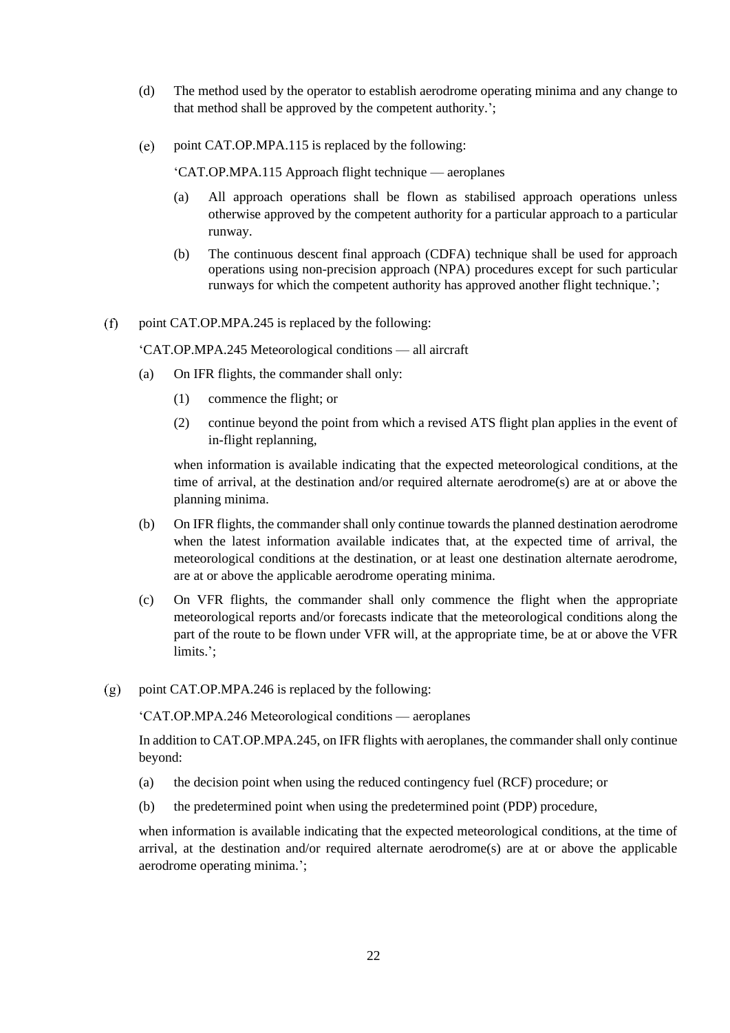(d) The method used by the operator to establish aerodrome operating minima and any change to that method shall be approved by the competent authority.';

(e) point CAT.OP.MPA.115 is replaced by the following:

'CAT.OP.MPA.115 Approach flight technique — aeroplanes

(a) All approach operations shall be flown as stabilised approach operations unless otherwise approved by the competent authority for a particular approach to a particular runway.

(b) The continuous descent final approach (CDFA) technique shall be used for approach operations using non-precision approach (NPA) procedures except for such particular runways for which the competent authority has approved another flight technique.';

(f) point CAT.OP.MPA.245 is replaced by the following:

'CAT.OP.MPA.245 Meteorological conditions — all aircraft

(a) On IFR flights, the commander shall only:

(1) commence the flight; or

(2) continue beyond the point from which a revised ATS flight plan applies in the event of in-flight replanning,

when information is available indicating that the expected meteorological conditions, at the time of arrival, at the destination and/or required alternate aerodrome(s) are at or above the planning minima.

(b) On IFR flights, the commander shall only continue towards the planned destination aerodrome when the latest information available indicates that, at the expected time of arrival, the meteorological conditions at the destination, or at least one destination alternate aerodrome, are at or above the applicable aerodrome operating minima.

(c) On VFR flights, the commander shall only commence the flight when the appropriate meteorological reports and/or forecasts indicate that the meteorological conditions along the part of the route to be flown under VFR will, at the appropriate time, be at or above the VFR limits.';

(g) point CAT.OP.MPA.246 is replaced by the following:

'CAT.OP.MPA.246 Meteorological conditions — aeroplanes

In addition to CAT.OP.MPA.245, on IFR flights with aeroplanes, the commander shall only continue beyond:

(a) the decision point when using the reduced contingency fuel (RCF) procedure; or

(b) the predetermined point when using the predetermined point (PDP) procedure,

when information is available indicating that the expected meteorological conditions, at the time of arrival, at the destination and/or required alternate aerodrome(s) are at or above the applicable aerodrome operating minima.';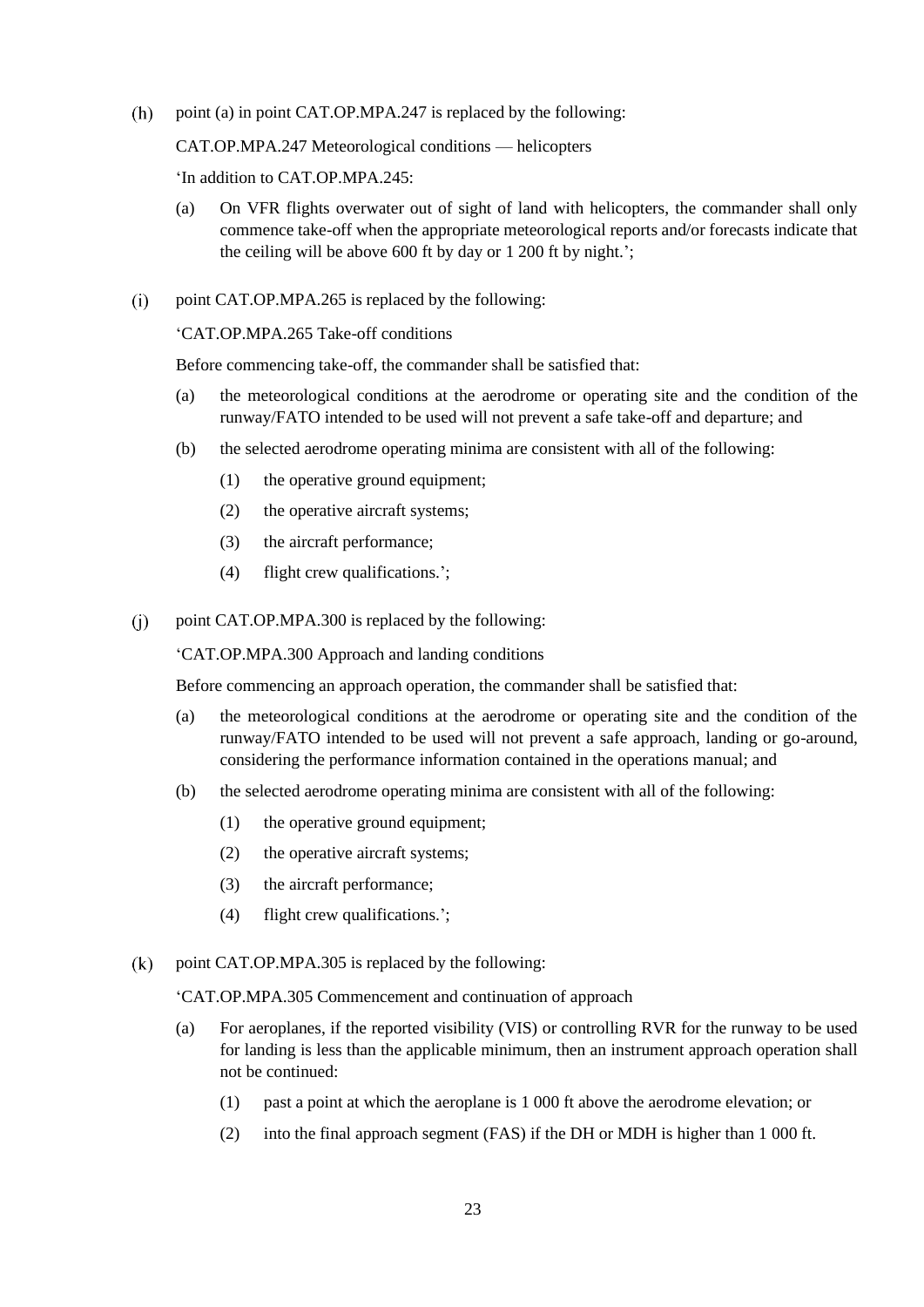(h) point (a) in point CAT.OP.MPA.247 is replaced by the following:

CAT.OP.MPA.247 Meteorological conditions — helicopters

'In addition to CAT.OP.MPA.245:

(a) On VFR flights overwater out of sight of land with helicopters, the commander shall only commence take-off when the appropriate meteorological reports and/or forecasts indicate that the ceiling will be above 600 ft by day or 1 200 ft by night.';

(i) point CAT.OP.MPA.265 is replaced by the following:

'CAT.OP.MPA.265 Take-off conditions

Before commencing take-off, the commander shall be satisfied that:

(a) the meteorological conditions at the aerodrome or operating site and the condition of the runway/FATO intended to be used will not prevent a safe take-off and departure; and

(b) the selected aerodrome operating minima are consistent with all of the following:

(1) the operative ground equipment;

(2) the operative aircraft systems;

(3) the aircraft performance;

(4) flight crew qualifications.';

(j) point CAT.OP.MPA.300 is replaced by the following:

'CAT.OP.MPA.300 Approach and landing conditions

Before commencing an approach operation, the commander shall be satisfied that:

(a) the meteorological conditions at the aerodrome or operating site and the condition of the runway/FATO intended to be used will not prevent a safe approach, landing or go-around, considering the performance information contained in the operations manual; and

(b) the selected aerodrome operating minima are consistent with all of the following:

(1) the operative ground equipment;

(2) the operative aircraft systems;

(3) the aircraft performance;

(4) flight crew qualifications.';

(k) point CAT.OP.MPA.305 is replaced by the following:

'CAT.OP.MPA.305 Commencement and continuation of approach

(a) For aeroplanes, if the reported visibility (VIS) or controlling RVR for the runway to be used for landing is less than the applicable minimum, then an instrument approach operation shall not be continued:

(1) past a point at which the aeroplane is 1 000 ft above the aerodrome elevation; or

(2) into the final approach segment (FAS) if the DH or MDH is higher than 1 000 ft.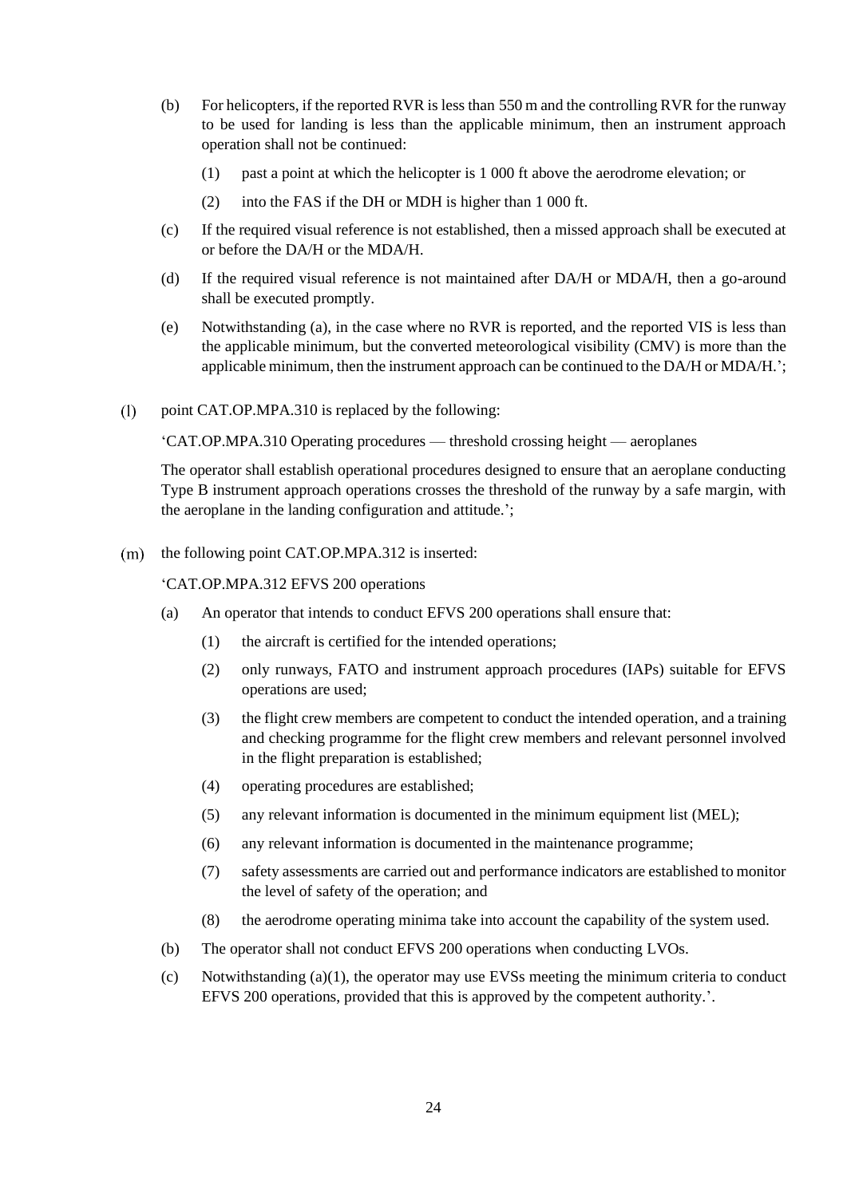(b) For helicopters, if the reported RVR is less than 550 m and the controlling RVR for the runway to be used for landing is less than the applicable minimum, then an instrument approach operation shall not be continued:

(1) past a point at which the helicopter is 1 000 ft above the aerodrome elevation; or

(2) into the FAS if the DH or MDH is higher than 1 000 ft.

(c) If the required visual reference is not established, then a missed approach shall be executed at or before the DA/H or the MDA/H.

(d) If the required visual reference is not maintained after DA/H or MDA/H, then a go-around shall be executed promptly.

(e) Notwithstanding (a), in the case where no RVR is reported, and the reported VIS is less than the applicable minimum, but the converted meteorological visibility (CMV) is more than the applicable minimum, then the instrument approach can be continued to the DA/H or MDA/H.';

(l) point CAT.OP.MPA.310 is replaced by the following:

'CAT.OP.MPA.310 Operating procedures — threshold crossing height — aeroplanes

The operator shall establish operational procedures designed to ensure that an aeroplane conducting Type B instrument approach operations crosses the threshold of the runway by a safe margin, with the aeroplane in the landing configuration and attitude.';

(m) the following point CAT.OP.MPA.312 is inserted:

'CAT.OP.MPA.312 EFVS 200 operations

(a) An operator that intends to conduct EFVS 200 operations shall ensure that:

(1) the aircraft is certified for the intended operations;

(2) only runways, FATO and instrument approach procedures (IAPs) suitable for EFVS operations are used;

(3) the flight crew members are competent to conduct the intended operation, and a training and checking programme for the flight crew members and relevant personnel involved in the flight preparation is established;

(4) operating procedures are established;

(5) any relevant information is documented in the minimum equipment list (MEL);

(6) any relevant information is documented in the maintenance programme;

(7) safety assessments are carried out and performance indicators are established to monitor the level of safety of the operation; and

(8) the aerodrome operating minima take into account the capability of the system used.

(b) The operator shall not conduct EFVS 200 operations when conducting LVOs.

(c) Notwithstanding (a)(1), the operator may use EVSs meeting the minimum criteria to conduct EFVS 200 operations, provided that this is approved by the competent authority.'.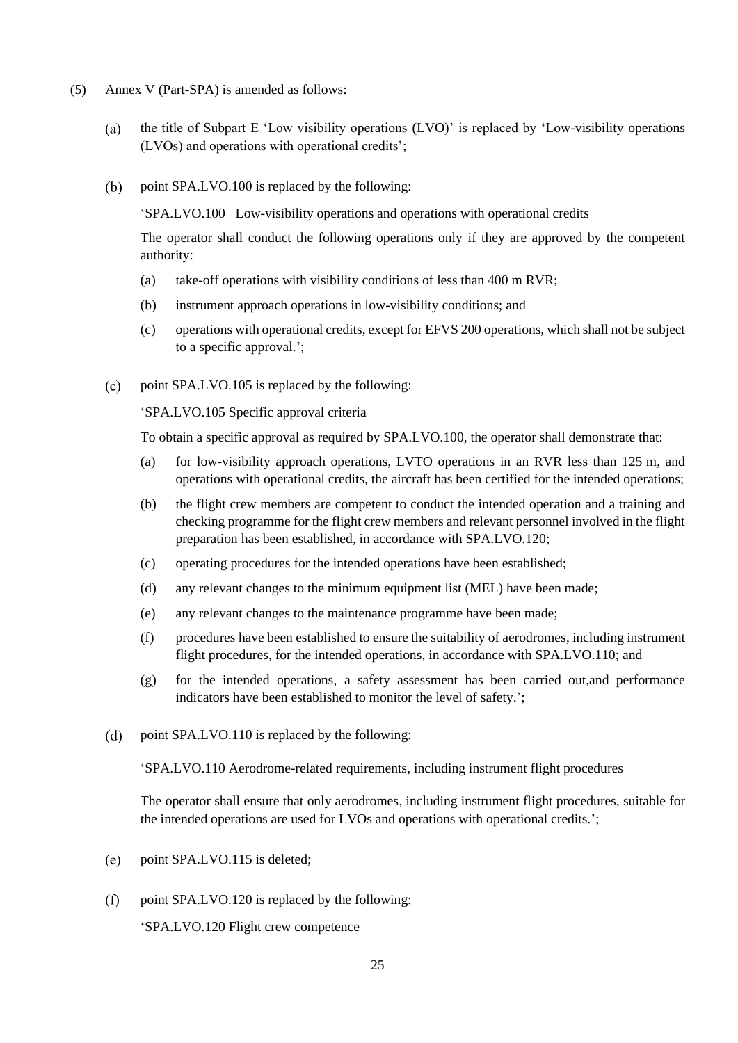(5) Annex V (Part-SPA) is amended as follows:

(a) the title of Subpart E 'Low visibility operations (LVO)' is replaced by 'Low-visibility operations (LVOs) and operations with operational credits';

(b) point SPA.LVO.100 is replaced by the following:

'SPA.LVO.100 Low-visibility operations and operations with operational credits

The operator shall conduct the following operations only if they are approved by the competent authority:

(a) take-off operations with visibility conditions of less than 400 m RVR;

(b) instrument approach operations in low-visibility conditions; and

(c) operations with operational credits, except for EFVS 200 operations, which shall not be subject to a specific approval.';

(c) point SPA.LVO.105 is replaced by the following:

'SPA.LVO.105 Specific approval criteria

To obtain a specific approval as required by SPA.LVO.100, the operator shall demonstrate that:

(a) for low-visibility approach operations, LVTO operations in an RVR less than 125 m, and operations with operational credits, the aircraft has been certified for the intended operations;

(b) the flight crew members are competent to conduct the intended operation and a training and checking programme for the flight crew members and relevant personnel involved in the flight preparation has been established, in accordance with SPA.LVO.120;

(c) operating procedures for the intended operations have been established;

(d) any relevant changes to the minimum equipment list (MEL) have been made;

(e) any relevant changes to the maintenance programme have been made;

(f) procedures have been established to ensure the suitability of aerodromes, including instrument flight procedures, for the intended operations, in accordance with SPA.LVO.110; and

(g) for the intended operations, a safety assessment has been carried out,and performance indicators have been established to monitor the level of safety.';

(d) point SPA.LVO.110 is replaced by the following:

'SPA.LVO.110 Aerodrome-related requirements, including instrument flight procedures

The operator shall ensure that only aerodromes, including instrument flight procedures, suitable for the intended operations are used for LVOs and operations with operational credits.';

(e) point SPA.LVO.115 is deleted;

(f) point SPA.LVO.120 is replaced by the following:

'SPA.LVO.120 Flight crew competence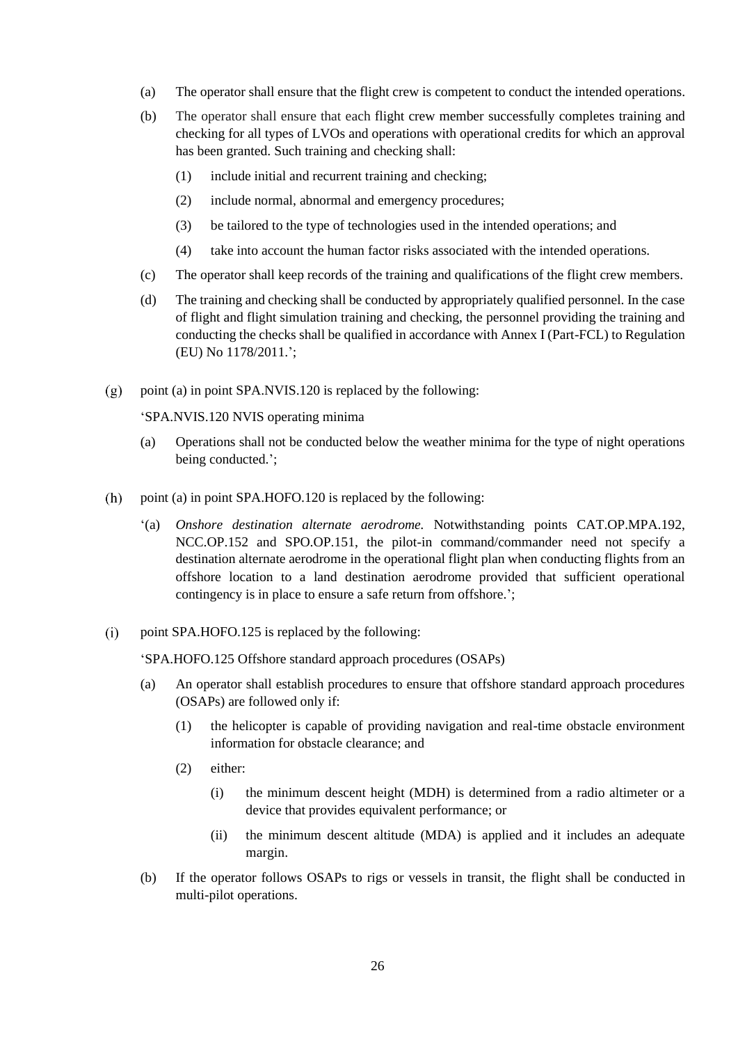(a) The operator shall ensure that the flight crew is competent to conduct the intended operations.

(b) The operator shall ensure that each flight crew member successfully completes training and checking for all types of LVOs and operations with operational credits for which an approval has been granted. Such training and checking shall:

  (1) include initial and recurrent training and checking;

  (2) include normal, abnormal and emergency procedures;

  (3) be tailored to the type of technologies used in the intended operations; and

  (4) take into account the human factor risks associated with the intended operations.

(c) The operator shall keep records of the training and qualifications of the flight crew members.

(d) The training and checking shall be conducted by appropriately qualified personnel. In the case of flight and flight simulation training and checking, the personnel providing the training and conducting the checks shall be qualified in accordance with Annex I (Part-FCL) to Regulation (EU) No 1178/2011.';

(g) point (a) in point SPA.NVIS.120 is replaced by the following:

'SPA.NVIS.120 NVIS operating minima

(a) Operations shall not be conducted below the weather minima for the type of night operations being conducted.';

(h) point (a) in point SPA.HOFO.120 is replaced by the following:

'(a) *Onshore destination alternate aerodrome.* Notwithstanding points CAT.OP.MPA.192, NCC.OP.152 and SPO.OP.151, the pilot-in command/commander need not specify a destination alternate aerodrome in the operational flight plan when conducting flights from an offshore location to a land destination aerodrome provided that sufficient operational contingency is in place to ensure a safe return from offshore.';

(i) point SPA.HOFO.125 is replaced by the following:

'SPA.HOFO.125 Offshore standard approach procedures (OSAPs)

(a) An operator shall establish procedures to ensure that offshore standard approach procedures (OSAPs) are followed only if:

  (1) the helicopter is capable of providing navigation and real-time obstacle environment information for obstacle clearance; and

  (2) either:

    (i) the minimum descent height (MDH) is determined from a radio altimeter or a device that provides equivalent performance; or

    (ii) the minimum descent altitude (MDA) is applied and it includes an adequate margin.

(b) If the operator follows OSAPs to rigs or vessels in transit, the flight shall be conducted in multi-pilot operations.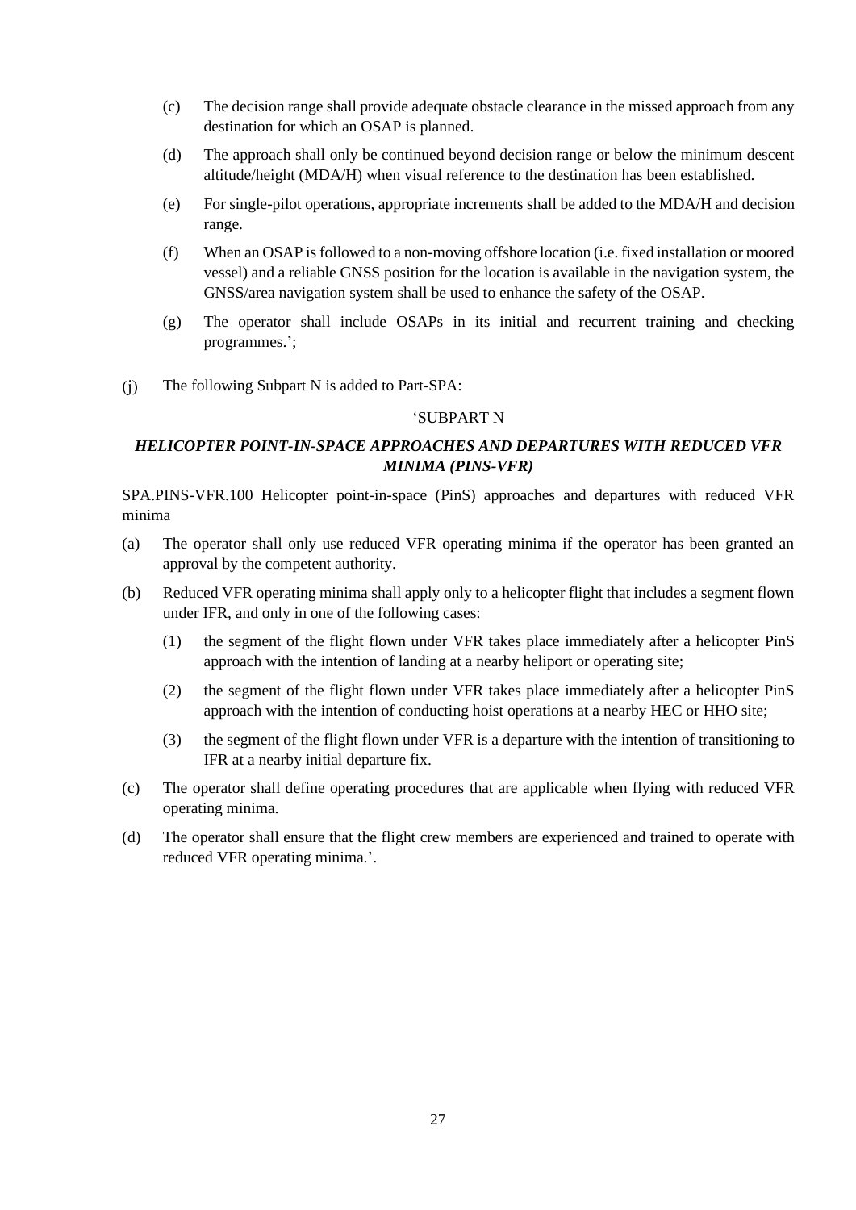(c) The decision range shall provide adequate obstacle clearance in the missed approach from any destination for which an OSAP is planned.

(d) The approach shall only be continued beyond decision range or below the minimum descent altitude/height (MDA/H) when visual reference to the destination has been established.

(e) For single-pilot operations, appropriate increments shall be added to the MDA/H and decision range.

(f) When an OSAP is followed to a non-moving offshore location (i.e. fixed installation or moored vessel) and a reliable GNSS position for the location is available in the navigation system, the GNSS/area navigation system shall be used to enhance the safety of the OSAP.

(g) The operator shall include OSAPs in its initial and recurrent training and checking programmes.';

(j) The following Subpart N is added to Part-SPA:

'SUBPART N

***HELICOPTER POINT-IN-SPACE APPROACHES AND DEPARTURES WITH REDUCED VFR MINIMA (PINS-VFR)***

SPA.PINS-VFR.100 Helicopter point-in-space (PinS) approaches and departures with reduced VFR minima

(a) The operator shall only use reduced VFR operating minima if the operator has been granted an approval by the competent authority.

(b) Reduced VFR operating minima shall apply only to a helicopter flight that includes a segment flown under IFR, and only in one of the following cases:

(1) the segment of the flight flown under VFR takes place immediately after a helicopter PinS approach with the intention of landing at a nearby heliport or operating site;

(2) the segment of the flight flown under VFR takes place immediately after a helicopter PinS approach with the intention of conducting hoist operations at a nearby HEC or HHO site;

(3) the segment of the flight flown under VFR is a departure with the intention of transitioning to IFR at a nearby initial departure fix.

(c) The operator shall define operating procedures that are applicable when flying with reduced VFR operating minima.

(d) The operator shall ensure that the flight crew members are experienced and trained to operate with reduced VFR operating minima.'.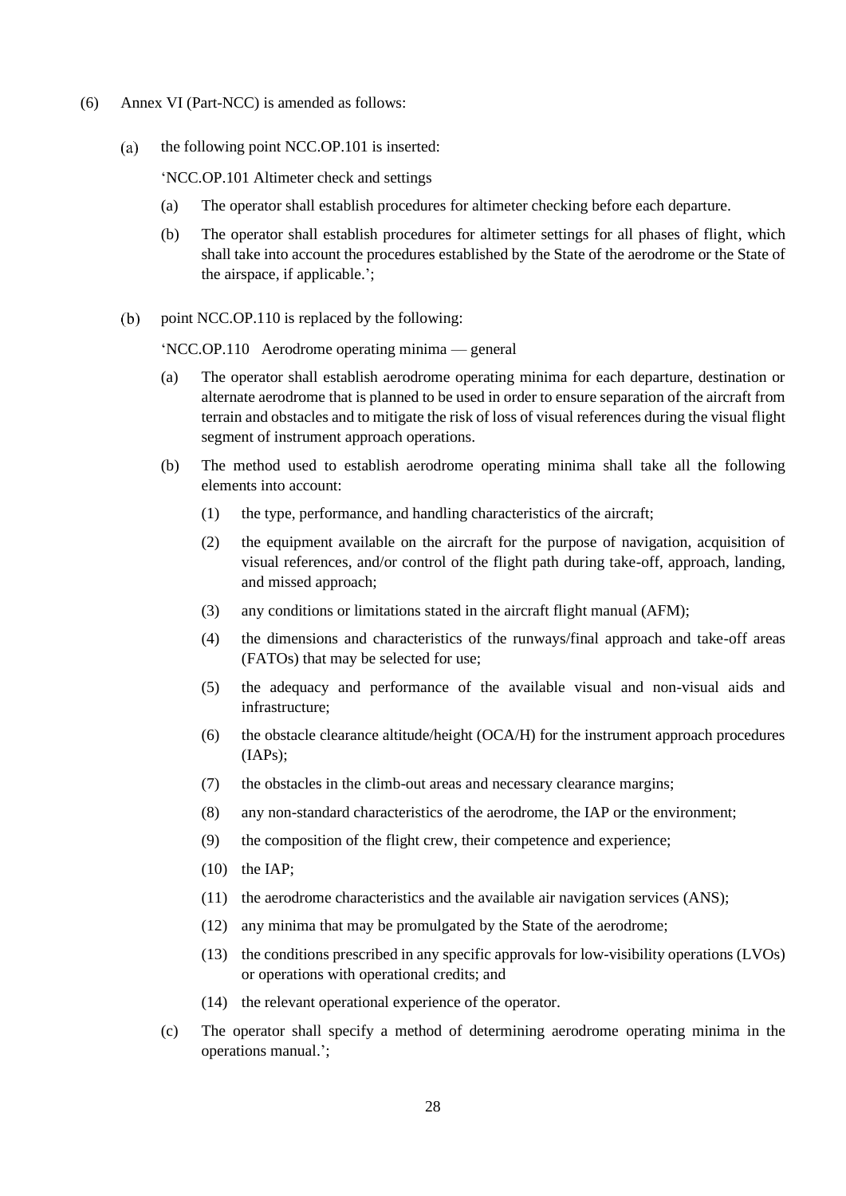(6) Annex VI (Part-NCC) is amended as follows:

(a) the following point NCC.OP.101 is inserted:

'NCC.OP.101 Altimeter check and settings

(a) The operator shall establish procedures for altimeter checking before each departure.

(b) The operator shall establish procedures for altimeter settings for all phases of flight, which shall take into account the procedures established by the State of the aerodrome or the State of the airspace, if applicable.';

(b) point NCC.OP.110 is replaced by the following:

'NCC.OP.110 Aerodrome operating minima — general

(a) The operator shall establish aerodrome operating minima for each departure, destination or alternate aerodrome that is planned to be used in order to ensure separation of the aircraft from terrain and obstacles and to mitigate the risk of loss of visual references during the visual flight segment of instrument approach operations.

(b) The method used to establish aerodrome operating minima shall take all the following elements into account:

(1) the type, performance, and handling characteristics of the aircraft;

(2) the equipment available on the aircraft for the purpose of navigation, acquisition of visual references, and/or control of the flight path during take-off, approach, landing, and missed approach;

(3) any conditions or limitations stated in the aircraft flight manual (AFM);

(4) the dimensions and characteristics of the runways/final approach and take-off areas (FATOs) that may be selected for use;

(5) the adequacy and performance of the available visual and non-visual aids and infrastructure;

(6) the obstacle clearance altitude/height (OCA/H) for the instrument approach procedures (IAPs);

(7) the obstacles in the climb-out areas and necessary clearance margins;

(8) any non-standard characteristics of the aerodrome, the IAP or the environment;

(9) the composition of the flight crew, their competence and experience;

(10) the IAP;

(11) the aerodrome characteristics and the available air navigation services (ANS);

(12) any minima that may be promulgated by the State of the aerodrome;

(13) the conditions prescribed in any specific approvals for low-visibility operations (LVOs) or operations with operational credits; and

(14) the relevant operational experience of the operator.

(c) The operator shall specify a method of determining aerodrome operating minima in the operations manual.';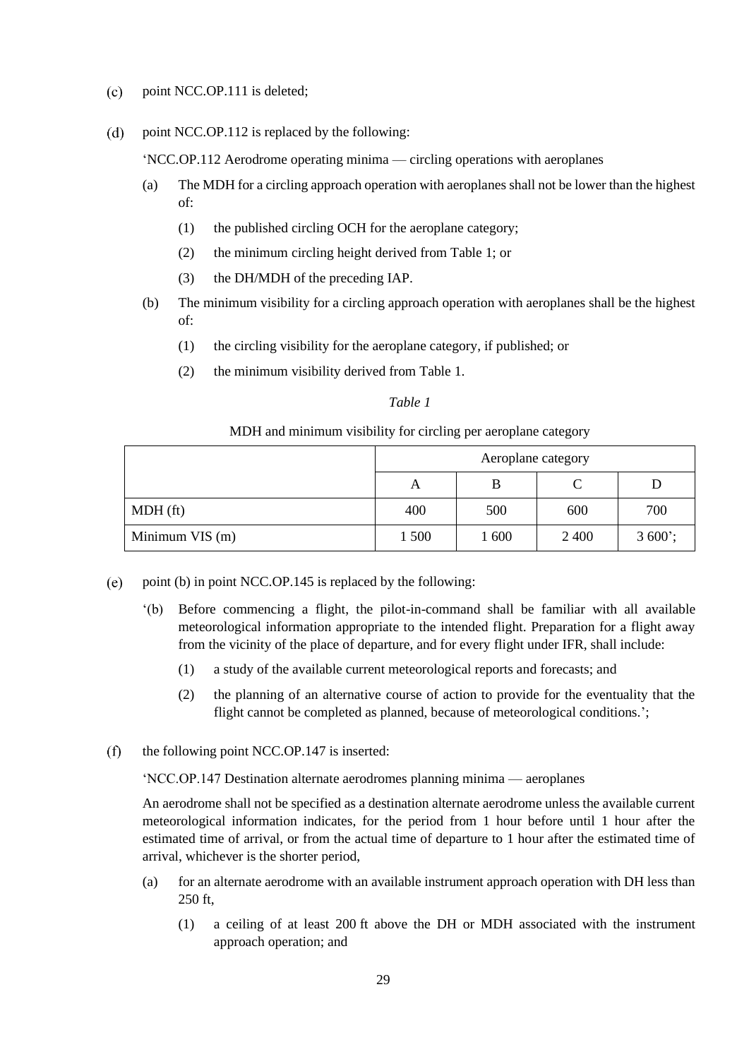(c) point NCC.OP.111 is deleted;

(d) point NCC.OP.112 is replaced by the following:

'NCC.OP.112 Aerodrome operating minima — circling operations with aeroplanes

(a) The MDH for a circling approach operation with aeroplanes shall not be lower than the highest of:

(1) the published circling OCH for the aeroplane category;

(2) the minimum circling height derived from Table 1; or

(3) the DH/MDH of the preceding IAP.

(b) The minimum visibility for a circling approach operation with aeroplanes shall be the highest of:

(1) the circling visibility for the aeroplane category, if published; or

(2) the minimum visibility derived from Table 1.

*Table 1*

MDH and minimum visibility for circling per aeroplane category

| | Aeroplane category | | | |
|---|---|---|---|---|
| | A | B | C | D |
| MDH (ft) | 400 | 500 | 600 | 700 |
| Minimum VIS (m) | 1 500 | 1 600 | 2 400 | 3 600'; |

(e) point (b) in point NCC.OP.145 is replaced by the following:

'(b) Before commencing a flight, the pilot-in-command shall be familiar with all available meteorological information appropriate to the intended flight. Preparation for a flight away from the vicinity of the place of departure, and for every flight under IFR, shall include:

(1) a study of the available current meteorological reports and forecasts; and

(2) the planning of an alternative course of action to provide for the eventuality that the flight cannot be completed as planned, because of meteorological conditions.';

(f) the following point NCC.OP.147 is inserted:

'NCC.OP.147 Destination alternate aerodromes planning minima — aeroplanes

An aerodrome shall not be specified as a destination alternate aerodrome unless the available current meteorological information indicates, for the period from 1 hour before until 1 hour after the estimated time of arrival, or from the actual time of departure to 1 hour after the estimated time of arrival, whichever is the shorter period,

(a) for an alternate aerodrome with an available instrument approach operation with DH less than 250 ft,

(1) a ceiling of at least 200 ft above the DH or MDH associated with the instrument approach operation; and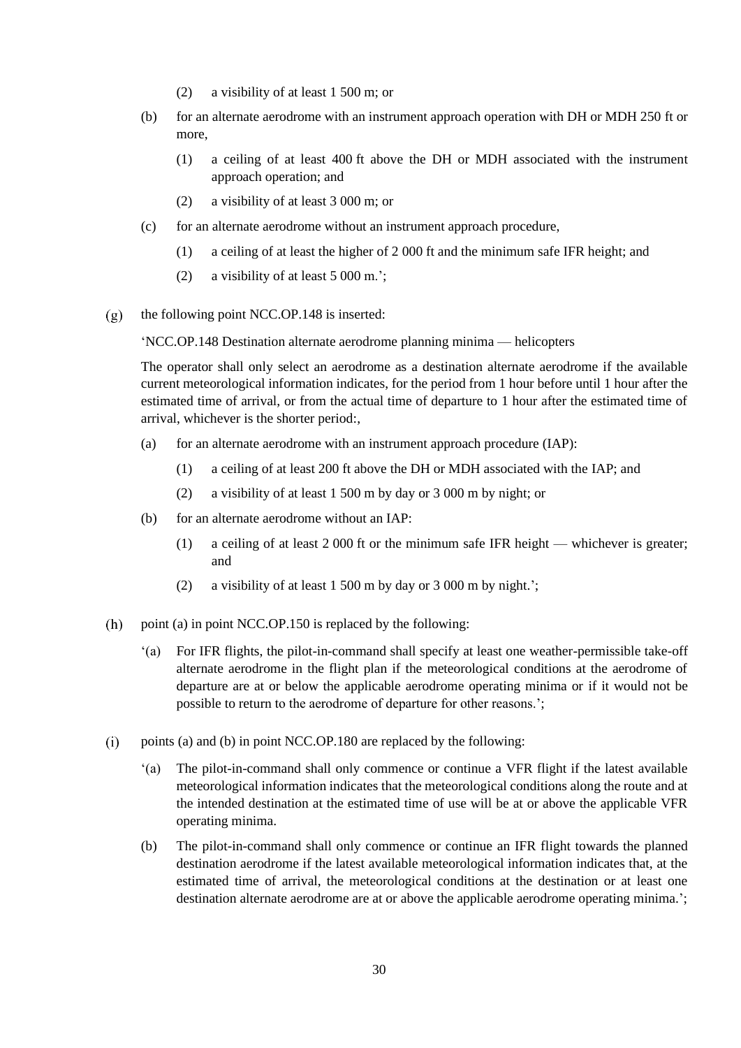(2) a visibility of at least 1 500 m; or

(b) for an alternate aerodrome with an instrument approach operation with DH or MDH 250 ft or more,

(1) a ceiling of at least 400 ft above the DH or MDH associated with the instrument approach operation; and

(2) a visibility of at least 3 000 m; or

(c) for an alternate aerodrome without an instrument approach procedure,

(1) a ceiling of at least the higher of 2 000 ft and the minimum safe IFR height; and

(2) a visibility of at least 5 000 m.';

(g) the following point NCC.OP.148 is inserted:

'NCC.OP.148 Destination alternate aerodrome planning minima — helicopters

The operator shall only select an aerodrome as a destination alternate aerodrome if the available current meteorological information indicates, for the period from 1 hour before until 1 hour after the estimated time of arrival, or from the actual time of departure to 1 hour after the estimated time of arrival, whichever is the shorter period:,

(a) for an alternate aerodrome with an instrument approach procedure (IAP):

(1) a ceiling of at least 200 ft above the DH or MDH associated with the IAP; and

(2) a visibility of at least 1 500 m by day or 3 000 m by night; or

(b) for an alternate aerodrome without an IAP:

(1) a ceiling of at least 2 000 ft or the minimum safe IFR height — whichever is greater; and

(2) a visibility of at least 1 500 m by day or 3 000 m by night.';

(h) point (a) in point NCC.OP.150 is replaced by the following:

'(a) For IFR flights, the pilot-in-command shall specify at least one weather-permissible take-off alternate aerodrome in the flight plan if the meteorological conditions at the aerodrome of departure are at or below the applicable aerodrome operating minima or if it would not be possible to return to the aerodrome of departure for other reasons.';

(i) points (a) and (b) in point NCC.OP.180 are replaced by the following:

'(a) The pilot-in-command shall only commence or continue a VFR flight if the latest available meteorological information indicates that the meteorological conditions along the route and at the intended destination at the estimated time of use will be at or above the applicable VFR operating minima.

(b) The pilot-in-command shall only commence or continue an IFR flight towards the planned destination aerodrome if the latest available meteorological information indicates that, at the estimated time of arrival, the meteorological conditions at the destination or at least one destination alternate aerodrome are at or above the applicable aerodrome operating minima.';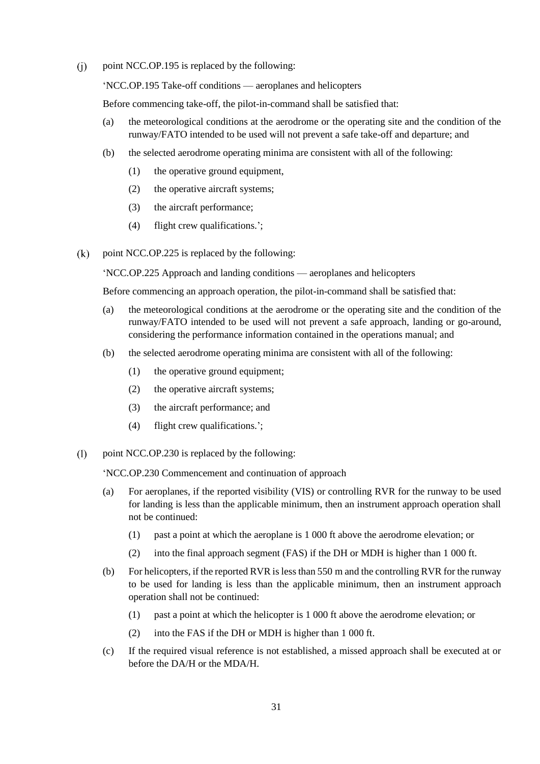(j) point NCC.OP.195 is replaced by the following:

'NCC.OP.195 Take-off conditions — aeroplanes and helicopters

Before commencing take-off, the pilot-in-command shall be satisfied that:

(a) the meteorological conditions at the aerodrome or the operating site and the condition of the runway/FATO intended to be used will not prevent a safe take-off and departure; and

(b) the selected aerodrome operating minima are consistent with all of the following:

(1) the operative ground equipment,

(2) the operative aircraft systems;

(3) the aircraft performance;

(4) flight crew qualifications.';

(k) point NCC.OP.225 is replaced by the following:

'NCC.OP.225 Approach and landing conditions — aeroplanes and helicopters

Before commencing an approach operation, the pilot-in-command shall be satisfied that:

(a) the meteorological conditions at the aerodrome or the operating site and the condition of the runway/FATO intended to be used will not prevent a safe approach, landing or go-around, considering the performance information contained in the operations manual; and

(b) the selected aerodrome operating minima are consistent with all of the following:

(1) the operative ground equipment;

(2) the operative aircraft systems;

(3) the aircraft performance; and

(4) flight crew qualifications.';

(l) point NCC.OP.230 is replaced by the following:

'NCC.OP.230 Commencement and continuation of approach

(a) For aeroplanes, if the reported visibility (VIS) or controlling RVR for the runway to be used for landing is less than the applicable minimum, then an instrument approach operation shall not be continued:

(1) past a point at which the aeroplane is 1 000 ft above the aerodrome elevation; or

(2) into the final approach segment (FAS) if the DH or MDH is higher than 1 000 ft.

(b) For helicopters, if the reported RVR is less than 550 m and the controlling RVR for the runway to be used for landing is less than the applicable minimum, then an instrument approach operation shall not be continued:

(1) past a point at which the helicopter is 1 000 ft above the aerodrome elevation; or

(2) into the FAS if the DH or MDH is higher than 1 000 ft.

(c) If the required visual reference is not established, a missed approach shall be executed at or before the DA/H or the MDA/H.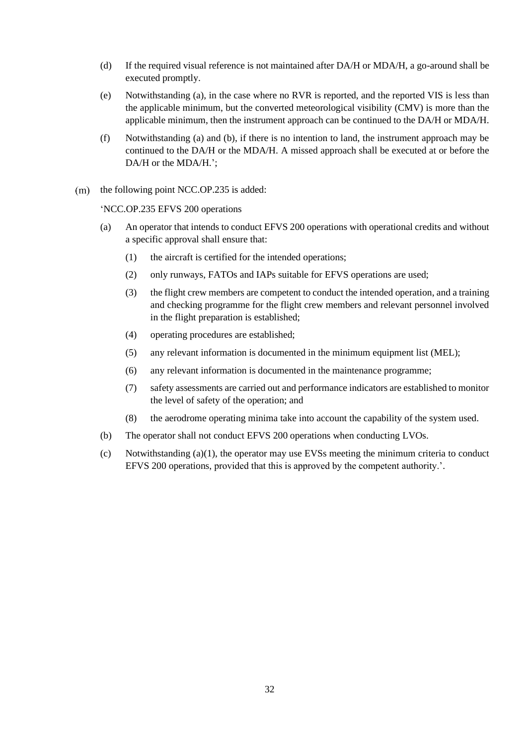(d) If the required visual reference is not maintained after DA/H or MDA/H, a go-around shall be executed promptly.

(e) Notwithstanding (a), in the case where no RVR is reported, and the reported VIS is less than the applicable minimum, but the converted meteorological visibility (CMV) is more than the applicable minimum, then the instrument approach can be continued to the DA/H or MDA/H.

(f) Notwithstanding (a) and (b), if there is no intention to land, the instrument approach may be continued to the DA/H or the MDA/H. A missed approach shall be executed at or before the DA/H or the MDA/H.';

(m) the following point NCC.OP.235 is added:

'NCC.OP.235 EFVS 200 operations

(a) An operator that intends to conduct EFVS 200 operations with operational credits and without a specific approval shall ensure that:

(1) the aircraft is certified for the intended operations;

(2) only runways, FATOs and IAPs suitable for EFVS operations are used;

(3) the flight crew members are competent to conduct the intended operation, and a training and checking programme for the flight crew members and relevant personnel involved in the flight preparation is established;

(4) operating procedures are established;

(5) any relevant information is documented in the minimum equipment list (MEL);

(6) any relevant information is documented in the maintenance programme;

(7) safety assessments are carried out and performance indicators are established to monitor the level of safety of the operation; and

(8) the aerodrome operating minima take into account the capability of the system used.

(b) The operator shall not conduct EFVS 200 operations when conducting LVOs.

(c) Notwithstanding (a)(1), the operator may use EVSs meeting the minimum criteria to conduct EFVS 200 operations, provided that this is approved by the competent authority.'.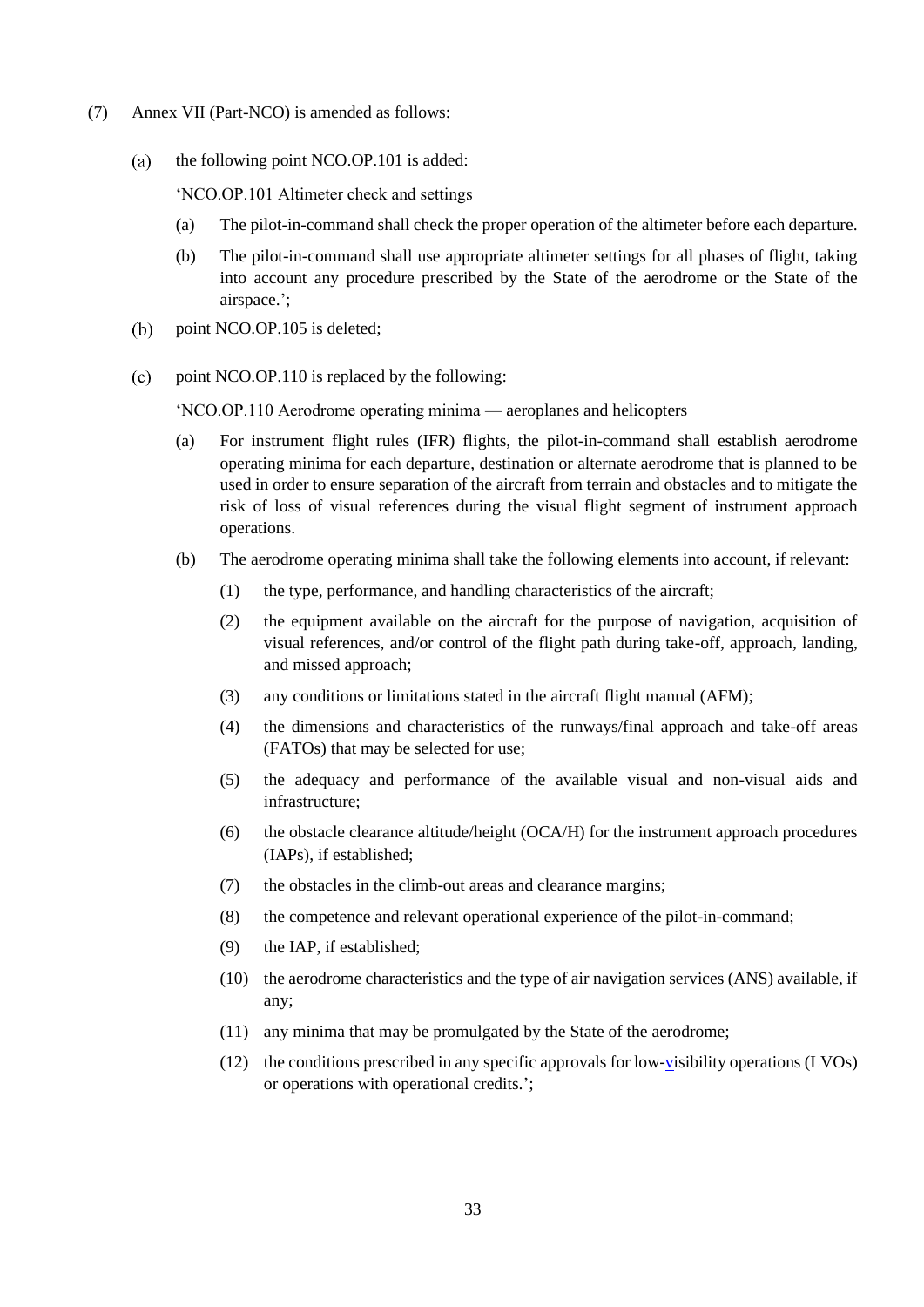(7) Annex VII (Part-NCO) is amended as follows:

(a) the following point NCO.OP.101 is added:

'NCO.OP.101 Altimeter check and settings

(a) The pilot-in-command shall check the proper operation of the altimeter before each departure.

(b) The pilot-in-command shall use appropriate altimeter settings for all phases of flight, taking into account any procedure prescribed by the State of the aerodrome or the State of the airspace.';

(b) point NCO.OP.105 is deleted;

(c) point NCO.OP.110 is replaced by the following:

'NCO.OP.110 Aerodrome operating minima — aeroplanes and helicopters

(a) For instrument flight rules (IFR) flights, the pilot-in-command shall establish aerodrome operating minima for each departure, destination or alternate aerodrome that is planned to be used in order to ensure separation of the aircraft from terrain and obstacles and to mitigate the risk of loss of visual references during the visual flight segment of instrument approach operations.

(b) The aerodrome operating minima shall take the following elements into account, if relevant:

(1) the type, performance, and handling characteristics of the aircraft;

(2) the equipment available on the aircraft for the purpose of navigation, acquisition of visual references, and/or control of the flight path during take-off, approach, landing, and missed approach;

(3) any conditions or limitations stated in the aircraft flight manual (AFM);

(4) the dimensions and characteristics of the runways/final approach and take-off areas (FATOs) that may be selected for use;

(5) the adequacy and performance of the available visual and non-visual aids and infrastructure;

(6) the obstacle clearance altitude/height (OCA/H) for the instrument approach procedures (IAPs), if established;

(7) the obstacles in the climb-out areas and clearance margins;

(8) the competence and relevant operational experience of the pilot-in-command;

(9) the IAP, if established;

(10) the aerodrome characteristics and the type of air navigation services (ANS) available, if any;

(11) any minima that may be promulgated by the State of the aerodrome;

(12) the conditions prescribed in any specific approvals for low-visibility operations (LVOs) or operations with operational credits.';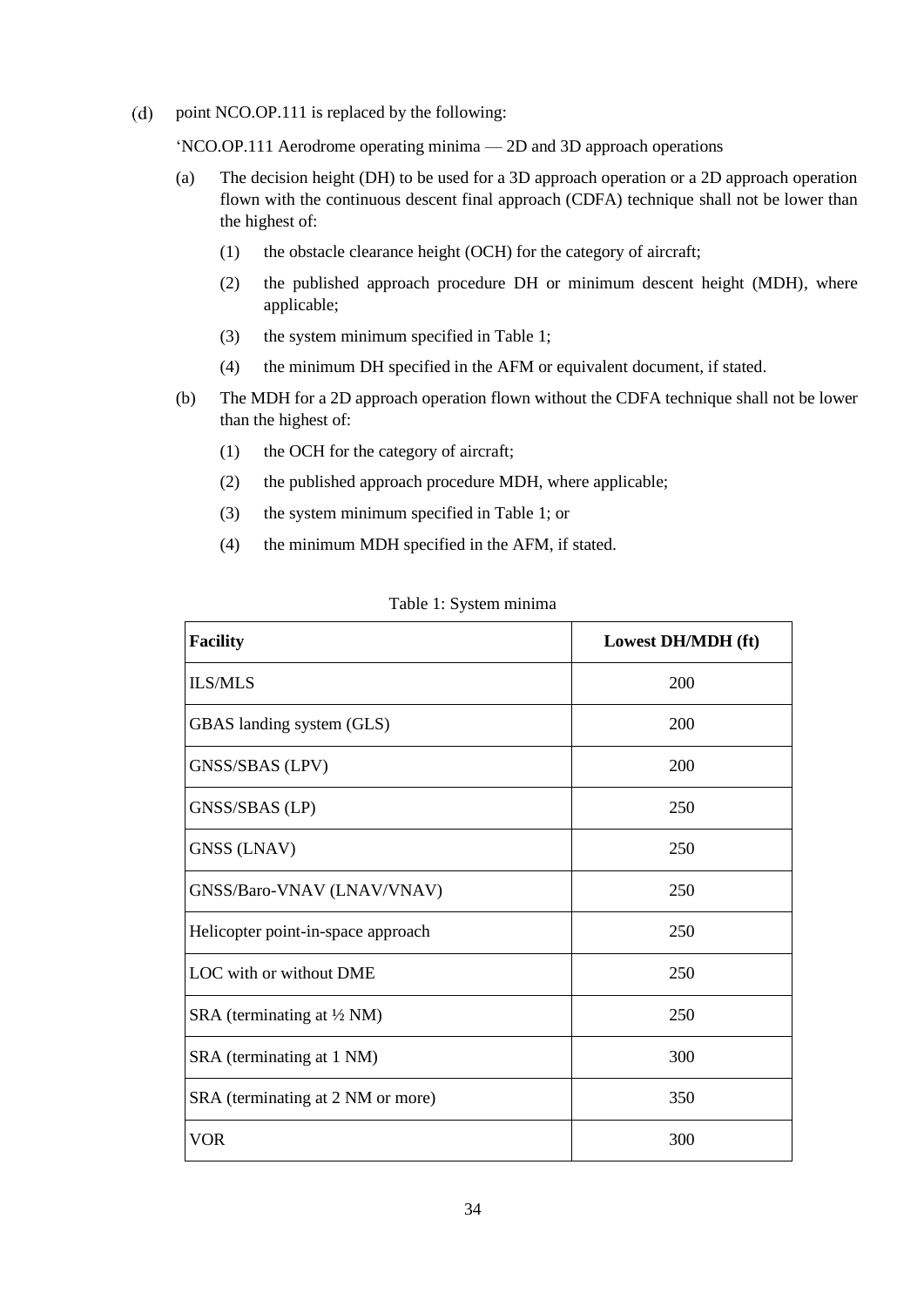(d) point NCO.OP.111 is replaced by the following:

'NCO.OP.111 Aerodrome operating minima — 2D and 3D approach operations

(a) The decision height (DH) to be used for a 3D approach operation or a 2D approach operation flown with the continuous descent final approach (CDFA) technique shall not be lower than the highest of:

(1) the obstacle clearance height (OCH) for the category of aircraft;

(2) the published approach procedure DH or minimum descent height (MDH), where applicable;

(3) the system minimum specified in Table 1;

(4) the minimum DH specified in the AFM or equivalent document, if stated.

(b) The MDH for a 2D approach operation flown without the CDFA technique shall not be lower than the highest of:

(1) the OCH for the category of aircraft;

(2) the published approach procedure MDH, where applicable;

(3) the system minimum specified in Table 1; or

(4) the minimum MDH specified in the AFM, if stated.

Table 1: System minima

| **Facility** | **Lowest DH/MDH (ft)** |
|---|---|
| ILS/MLS | 200 |
| GBAS landing system (GLS) | 200 |
| GNSS/SBAS (LPV) | 200 |
| GNSS/SBAS (LP) | 250 |
| GNSS (LNAV) | 250 |
| GNSS/Baro-VNAV (LNAV/VNAV) | 250 |
| Helicopter point-in-space approach | 250 |
| LOC with or without DME | 250 |
| SRA (terminating at ½ NM) | 250 |
| SRA (terminating at 1 NM) | 300 |
| SRA (terminating at 2 NM or more) | 350 |
| VOR | 300 |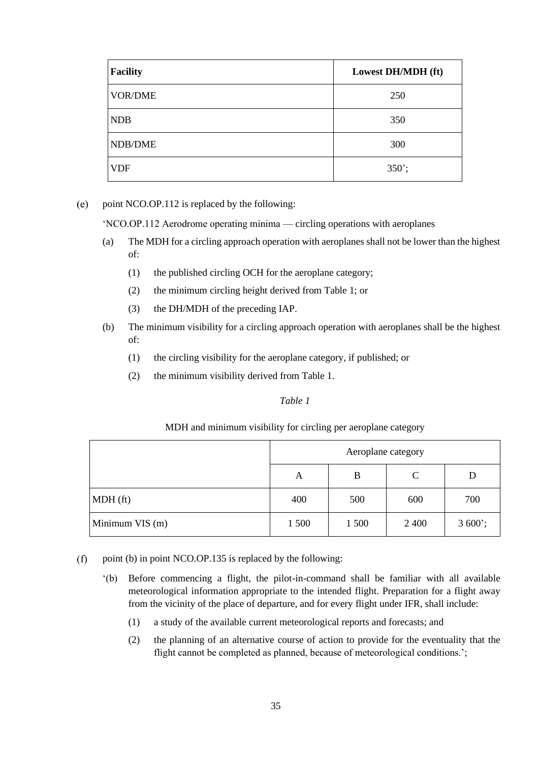| Facility | Lowest DH/MDH (ft) |
|---|---|
| VOR/DME | 250 |
| NDB | 350 |
| NDB/DME | 300 |
| VDF | 350’; |

(e) point NCO.OP.112 is replaced by the following:

‘NCO.OP.112 Aerodrome operating minima — circling operations with aeroplanes

(a) The MDH for a circling approach operation with aeroplanes shall not be lower than the highest of:

(1) the published circling OCH for the aeroplane category;

(2) the minimum circling height derived from Table 1; or

(3) the DH/MDH of the preceding IAP.

(b) The minimum visibility for a circling approach operation with aeroplanes shall be the highest of:

(1) the circling visibility for the aeroplane category, if published; or

(2) the minimum visibility derived from Table 1.

*Table 1*

MDH and minimum visibility for circling per aeroplane category

| | Aeroplane category | | | |
|---|---|---|---|---|
| | A | B | C | D |
| MDH (ft) | 400 | 500 | 600 | 700 |
| Minimum VIS (m) | 1 500 | 1 500 | 2 400 | 3 600’; |

(f) point (b) in point NCO.OP.135 is replaced by the following:

‘(b) Before commencing a flight, the pilot-in-command shall be familiar with all available meteorological information appropriate to the intended flight. Preparation for a flight away from the vicinity of the place of departure, and for every flight under IFR, shall include:

(1) a study of the available current meteorological reports and forecasts; and

(2) the planning of an alternative course of action to provide for the eventuality that the flight cannot be completed as planned, because of meteorological conditions.’;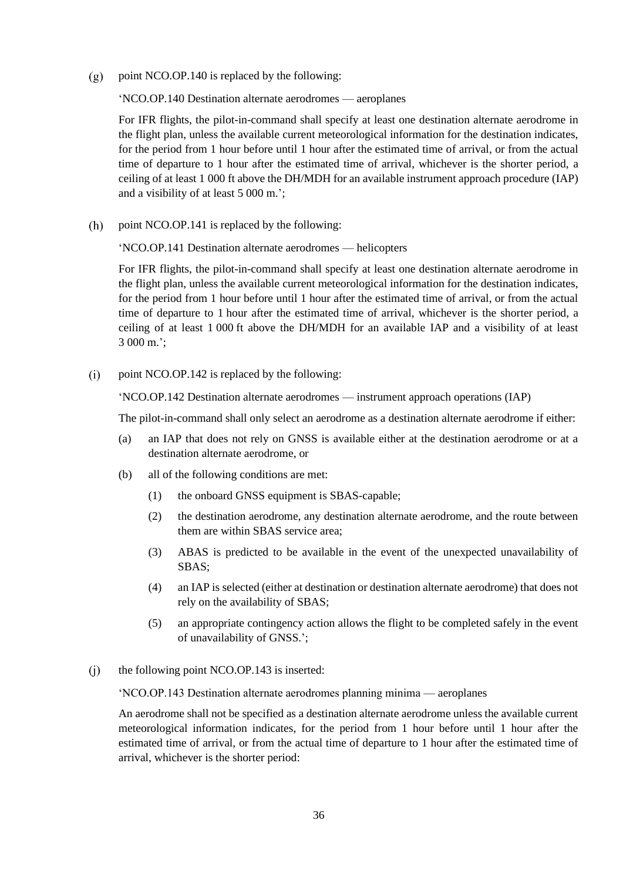(g) point NCO.OP.140 is replaced by the following:

'NCO.OP.140 Destination alternate aerodromes — aeroplanes

For IFR flights, the pilot-in-command shall specify at least one destination alternate aerodrome in the flight plan, unless the available current meteorological information for the destination indicates, for the period from 1 hour before until 1 hour after the estimated time of arrival, or from the actual time of departure to 1 hour after the estimated time of arrival, whichever is the shorter period, a ceiling of at least 1 000 ft above the DH/MDH for an available instrument approach procedure (IAP) and a visibility of at least 5 000 m.';

(h) point NCO.OP.141 is replaced by the following:

'NCO.OP.141 Destination alternate aerodromes — helicopters

For IFR flights, the pilot-in-command shall specify at least one destination alternate aerodrome in the flight plan, unless the available current meteorological information for the destination indicates, for the period from 1 hour before until 1 hour after the estimated time of arrival, or from the actual time of departure to 1 hour after the estimated time of arrival, whichever is the shorter period, a ceiling of at least 1 000 ft above the DH/MDH for an available IAP and a visibility of at least 3 000 m.';

(i) point NCO.OP.142 is replaced by the following:

'NCO.OP.142 Destination alternate aerodromes — instrument approach operations (IAP)

The pilot-in-command shall only select an aerodrome as a destination alternate aerodrome if either:

(a) an IAP that does not rely on GNSS is available either at the destination aerodrome or at a destination alternate aerodrome, or

(b) all of the following conditions are met:

   (1) the onboard GNSS equipment is SBAS-capable;

   (2) the destination aerodrome, any destination alternate aerodrome, and the route between them are within SBAS service area;

   (3) ABAS is predicted to be available in the event of the unexpected unavailability of SBAS;

   (4) an IAP is selected (either at destination or destination alternate aerodrome) that does not rely on the availability of SBAS;

   (5) an appropriate contingency action allows the flight to be completed safely in the event of unavailability of GNSS.';

(j) the following point NCO.OP.143 is inserted:

'NCO.OP.143 Destination alternate aerodromes planning minima — aeroplanes

An aerodrome shall not be specified as a destination alternate aerodrome unless the available current meteorological information indicates, for the period from 1 hour before until 1 hour after the estimated time of arrival, or from the actual time of departure to 1 hour after the estimated time of arrival, whichever is the shorter period: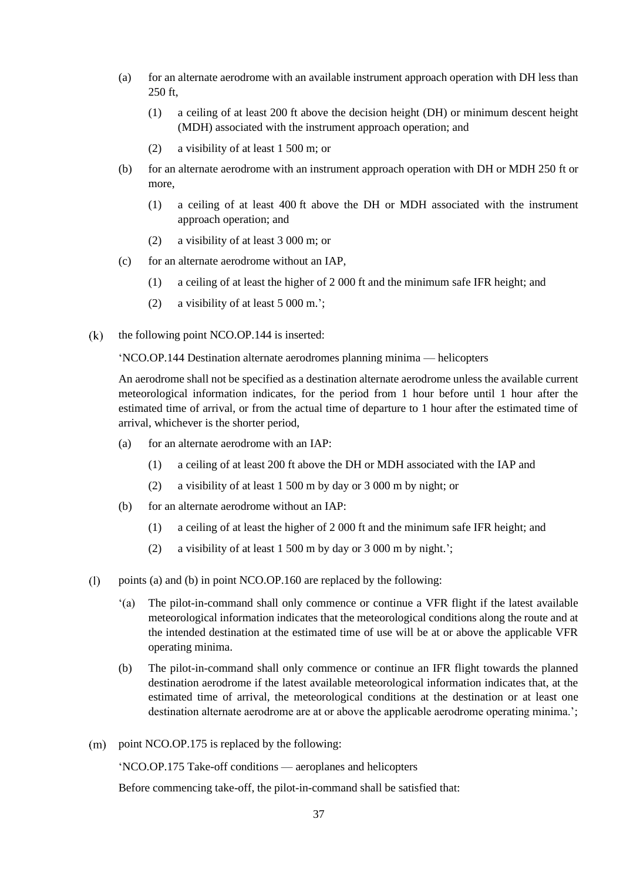(a) for an alternate aerodrome with an available instrument approach operation with DH less than 250 ft,

   (1) a ceiling of at least 200 ft above the decision height (DH) or minimum descent height (MDH) associated with the instrument approach operation; and

   (2) a visibility of at least 1 500 m; or

(b) for an alternate aerodrome with an instrument approach operation with DH or MDH 250 ft or more,

   (1) a ceiling of at least 400 ft above the DH or MDH associated with the instrument approach operation; and

   (2) a visibility of at least 3 000 m; or

(c) for an alternate aerodrome without an IAP,

   (1) a ceiling of at least the higher of 2 000 ft and the minimum safe IFR height; and

   (2) a visibility of at least 5 000 m.';

(k) the following point NCO.OP.144 is inserted:

'NCO.OP.144 Destination alternate aerodromes planning minima — helicopters

An aerodrome shall not be specified as a destination alternate aerodrome unless the available current meteorological information indicates, for the period from 1 hour before until 1 hour after the estimated time of arrival, or from the actual time of departure to 1 hour after the estimated time of arrival, whichever is the shorter period,

(a) for an alternate aerodrome with an IAP:

   (1) a ceiling of at least 200 ft above the DH or MDH associated with the IAP and

   (2) a visibility of at least 1 500 m by day or 3 000 m by night; or

(b) for an alternate aerodrome without an IAP:

   (1) a ceiling of at least the higher of 2 000 ft and the minimum safe IFR height; and

   (2) a visibility of at least 1 500 m by day or 3 000 m by night.';

(l) points (a) and (b) in point NCO.OP.160 are replaced by the following:

'(a) The pilot-in-command shall only commence or continue a VFR flight if the latest available meteorological information indicates that the meteorological conditions along the route and at the intended destination at the estimated time of use will be at or above the applicable VFR operating minima.

(b) The pilot-in-command shall only commence or continue an IFR flight towards the planned destination aerodrome if the latest available meteorological information indicates that, at the estimated time of arrival, the meteorological conditions at the destination or at least one destination alternate aerodrome are at or above the applicable aerodrome operating minima.';

(m) point NCO.OP.175 is replaced by the following:

'NCO.OP.175 Take-off conditions — aeroplanes and helicopters

Before commencing take-off, the pilot-in-command shall be satisfied that: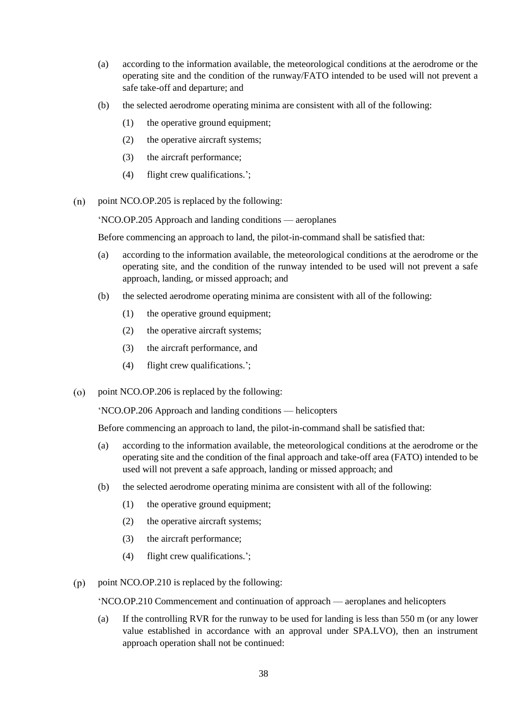(a) according to the information available, the meteorological conditions at the aerodrome or the operating site and the condition of the runway/FATO intended to be used will not prevent a safe take-off and departure; and

(b) the selected aerodrome operating minima are consistent with all of the following:

  (1) the operative ground equipment;

  (2) the operative aircraft systems;

  (3) the aircraft performance;

  (4) flight crew qualifications.';

(n) point NCO.OP.205 is replaced by the following:

'NCO.OP.205 Approach and landing conditions — aeroplanes

Before commencing an approach to land, the pilot-in-command shall be satisfied that:

(a) according to the information available, the meteorological conditions at the aerodrome or the operating site, and the condition of the runway intended to be used will not prevent a safe approach, landing, or missed approach; and

(b) the selected aerodrome operating minima are consistent with all of the following:

  (1) the operative ground equipment;

  (2) the operative aircraft systems;

  (3) the aircraft performance, and

  (4) flight crew qualifications.';

(o) point NCO.OP.206 is replaced by the following:

'NCO.OP.206 Approach and landing conditions — helicopters

Before commencing an approach to land, the pilot-in-command shall be satisfied that:

(a) according to the information available, the meteorological conditions at the aerodrome or the operating site and the condition of the final approach and take-off area (FATO) intended to be used will not prevent a safe approach, landing or missed approach; and

(b) the selected aerodrome operating minima are consistent with all of the following:

  (1) the operative ground equipment;

  (2) the operative aircraft systems;

  (3) the aircraft performance;

  (4) flight crew qualifications.';

(p) point NCO.OP.210 is replaced by the following:

'NCO.OP.210 Commencement and continuation of approach — aeroplanes and helicopters

(a) If the controlling RVR for the runway to be used for landing is less than 550 m (or any lower value established in accordance with an approval under SPA.LVO), then an instrument approach operation shall not be continued: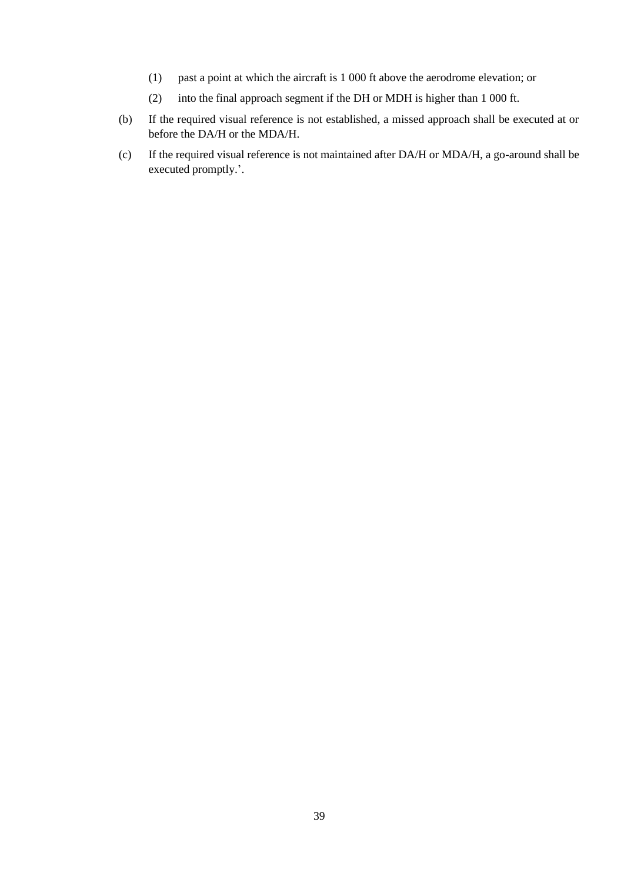(1) past a point at which the aircraft is 1 000 ft above the aerodrome elevation; or

(2) into the final approach segment if the DH or MDH is higher than 1 000 ft.

(b) If the required visual reference is not established, a missed approach shall be executed at or before the DA/H or the MDA/H.

(c) If the required visual reference is not maintained after DA/H or MDA/H, a go-around shall be executed promptly.'.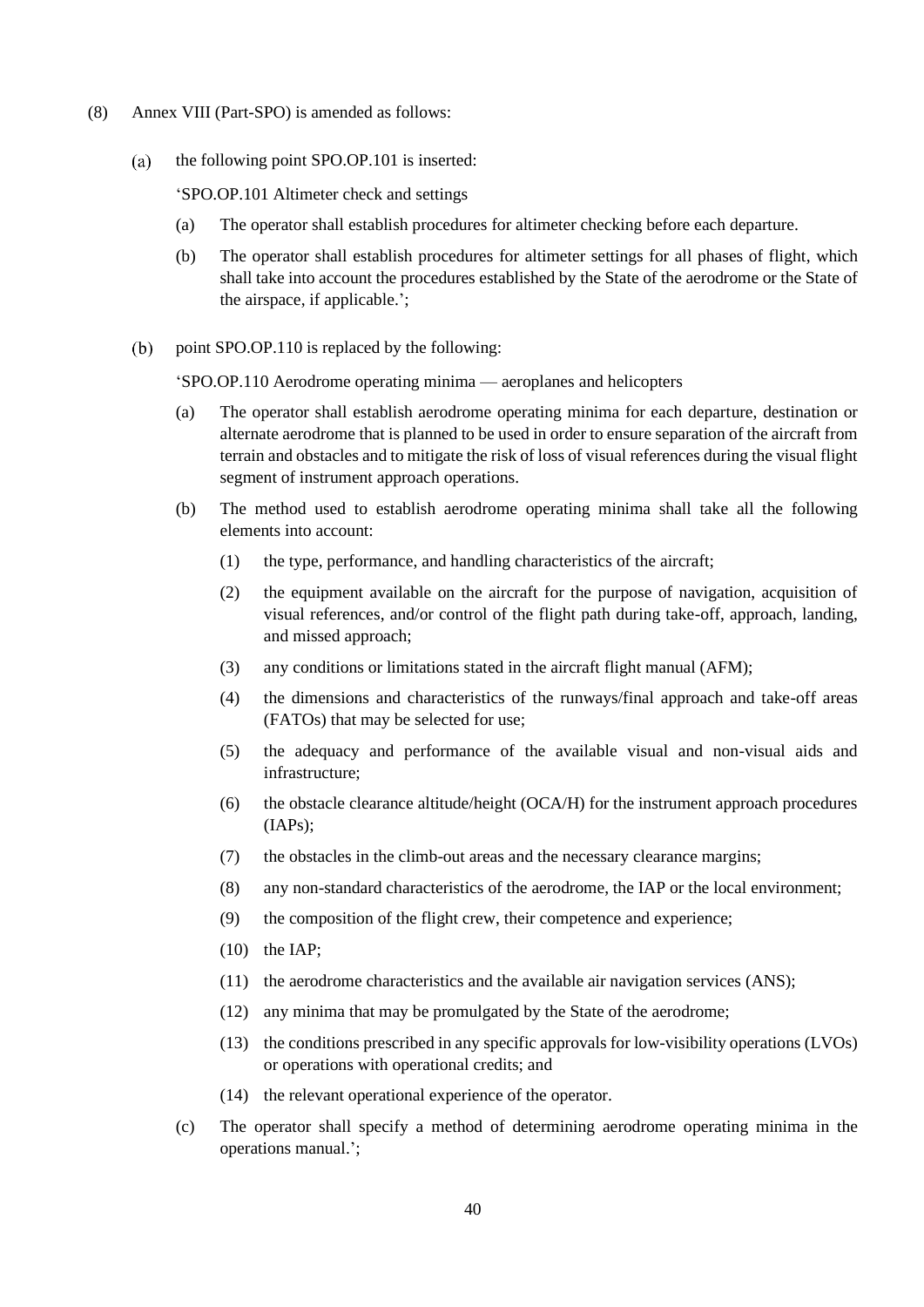(8) Annex VIII (Part-SPO) is amended as follows:

(a) the following point SPO.OP.101 is inserted:

'SPO.OP.101 Altimeter check and settings

(a) The operator shall establish procedures for altimeter checking before each departure.

(b) The operator shall establish procedures for altimeter settings for all phases of flight, which shall take into account the procedures established by the State of the aerodrome or the State of the airspace, if applicable.';

(b) point SPO.OP.110 is replaced by the following:

'SPO.OP.110 Aerodrome operating minima — aeroplanes and helicopters

(a) The operator shall establish aerodrome operating minima for each departure, destination or alternate aerodrome that is planned to be used in order to ensure separation of the aircraft from terrain and obstacles and to mitigate the risk of loss of visual references during the visual flight segment of instrument approach operations.

(b) The method used to establish aerodrome operating minima shall take all the following elements into account:

(1) the type, performance, and handling characteristics of the aircraft;

(2) the equipment available on the aircraft for the purpose of navigation, acquisition of visual references, and/or control of the flight path during take-off, approach, landing, and missed approach;

(3) any conditions or limitations stated in the aircraft flight manual (AFM);

(4) the dimensions and characteristics of the runways/final approach and take-off areas (FATOs) that may be selected for use;

(5) the adequacy and performance of the available visual and non-visual aids and infrastructure;

(6) the obstacle clearance altitude/height (OCA/H) for the instrument approach procedures (IAPs);

(7) the obstacles in the climb-out areas and the necessary clearance margins;

(8) any non-standard characteristics of the aerodrome, the IAP or the local environment;

(9) the composition of the flight crew, their competence and experience;

(10) the IAP;

(11) the aerodrome characteristics and the available air navigation services (ANS);

(12) any minima that may be promulgated by the State of the aerodrome;

(13) the conditions prescribed in any specific approvals for low-visibility operations (LVOs) or operations with operational credits; and

(14) the relevant operational experience of the operator.

(c) The operator shall specify a method of determining aerodrome operating minima in the operations manual.';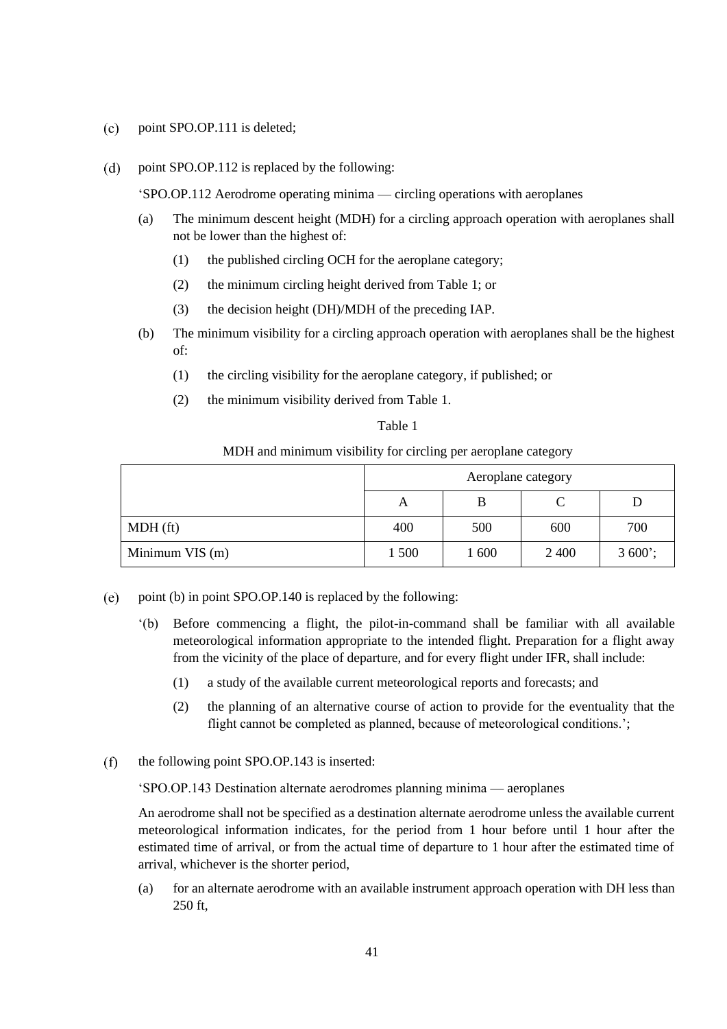(c) point SPO.OP.111 is deleted;

(d) point SPO.OP.112 is replaced by the following:

'SPO.OP.112 Aerodrome operating minima — circling operations with aeroplanes

(a) The minimum descent height (MDH) for a circling approach operation with aeroplanes shall not be lower than the highest of:

(1) the published circling OCH for the aeroplane category;

(2) the minimum circling height derived from Table 1; or

(3) the decision height (DH)/MDH of the preceding IAP.

(b) The minimum visibility for a circling approach operation with aeroplanes shall be the highest of:

(1) the circling visibility for the aeroplane category, if published; or

(2) the minimum visibility derived from Table 1.

Table 1

MDH and minimum visibility for circling per aeroplane category

| | Aeroplane category | | | |
|---|---|---|---|---|
| | A | B | C | D |
| MDH (ft) | 400 | 500 | 600 | 700 |
| Minimum VIS (m) | 1 500 | 1 600 | 2 400 | 3 600'; |

(e) point (b) in point SPO.OP.140 is replaced by the following:

'(b) Before commencing a flight, the pilot-in-command shall be familiar with all available meteorological information appropriate to the intended flight. Preparation for a flight away from the vicinity of the place of departure, and for every flight under IFR, shall include:

(1) a study of the available current meteorological reports and forecasts; and

(2) the planning of an alternative course of action to provide for the eventuality that the flight cannot be completed as planned, because of meteorological conditions.';

(f) the following point SPO.OP.143 is inserted:

'SPO.OP.143 Destination alternate aerodromes planning minima — aeroplanes

An aerodrome shall not be specified as a destination alternate aerodrome unless the available current meteorological information indicates, for the period from 1 hour before until 1 hour after the estimated time of arrival, or from the actual time of departure to 1 hour after the estimated time of arrival, whichever is the shorter period,

(a) for an alternate aerodrome with an available instrument approach operation with DH less than 250 ft,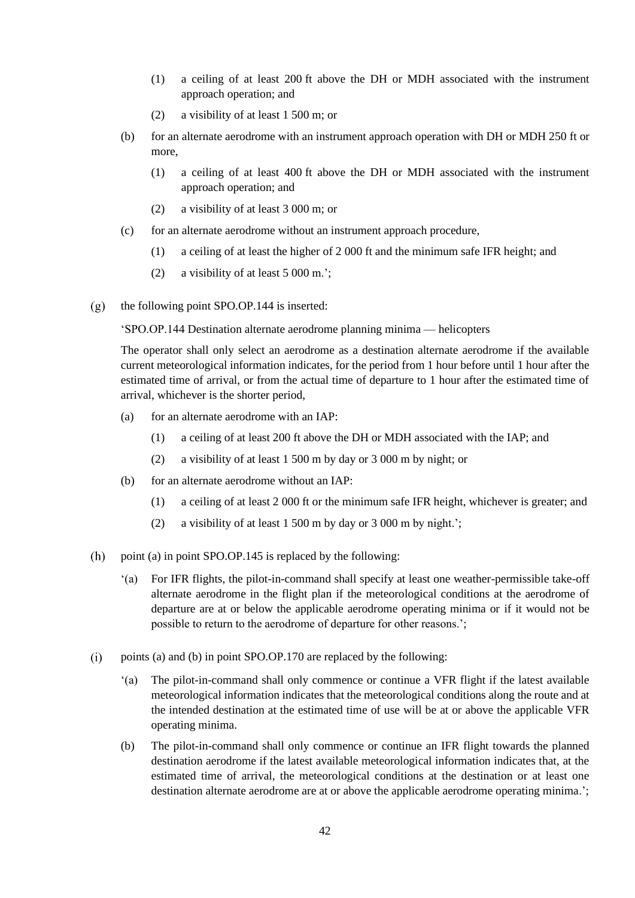(1) a ceiling of at least 200 ft above the DH or MDH associated with the instrument approach operation; and

(2) a visibility of at least 1 500 m; or

(b) for an alternate aerodrome with an instrument approach operation with DH or MDH 250 ft or more,

(1) a ceiling of at least 400 ft above the DH or MDH associated with the instrument approach operation; and

(2) a visibility of at least 3 000 m; or

(c) for an alternate aerodrome without an instrument approach procedure,

(1) a ceiling of at least the higher of 2 000 ft and the minimum safe IFR height; and

(2) a visibility of at least 5 000 m.';

(g) the following point SPO.OP.144 is inserted:

'SPO.OP.144 Destination alternate aerodrome planning minima — helicopters

The operator shall only select an aerodrome as a destination alternate aerodrome if the available current meteorological information indicates, for the period from 1 hour before until 1 hour after the estimated time of arrival, or from the actual time of departure to 1 hour after the estimated time of arrival, whichever is the shorter period,

(a) for an alternate aerodrome with an IAP:

(1) a ceiling of at least 200 ft above the DH or MDH associated with the IAP; and

(2) a visibility of at least 1 500 m by day or 3 000 m by night; or

(b) for an alternate aerodrome without an IAP:

(1) a ceiling of at least 2 000 ft or the minimum safe IFR height, whichever is greater; and

(2) a visibility of at least 1 500 m by day or 3 000 m by night.';

(h) point (a) in point SPO.OP.145 is replaced by the following:

'(a) For IFR flights, the pilot-in-command shall specify at least one weather-permissible take-off alternate aerodrome in the flight plan if the meteorological conditions at the aerodrome of departure are at or below the applicable aerodrome operating minima or if it would not be possible to return to the aerodrome of departure for other reasons.';

(i) points (a) and (b) in point SPO.OP.170 are replaced by the following:

'(a) The pilot-in-command shall only commence or continue a VFR flight if the latest available meteorological information indicates that the meteorological conditions along the route and at the intended destination at the estimated time of use will be at or above the applicable VFR operating minima.

(b) The pilot-in-command shall only commence or continue an IFR flight towards the planned destination aerodrome if the latest available meteorological information indicates that, at the estimated time of arrival, the meteorological conditions at the destination or at least one destination alternate aerodrome are at or above the applicable aerodrome operating minima.';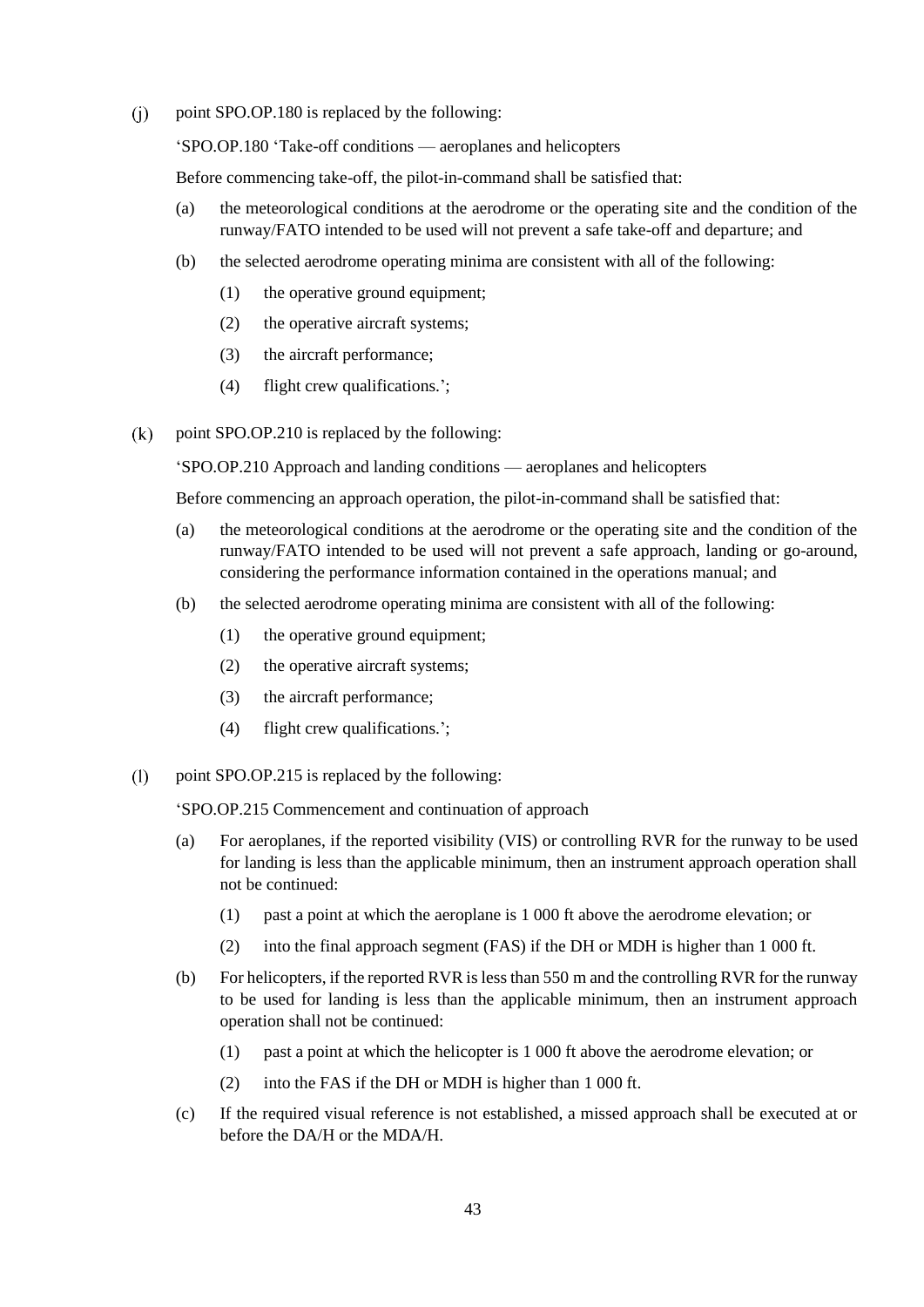(j) point SPO.OP.180 is replaced by the following:

'SPO.OP.180 'Take-off conditions — aeroplanes and helicopters

Before commencing take-off, the pilot-in-command shall be satisfied that:

(a) the meteorological conditions at the aerodrome or the operating site and the condition of the runway/FATO intended to be used will not prevent a safe take-off and departure; and

(b) the selected aerodrome operating minima are consistent with all of the following:

(1) the operative ground equipment;

(2) the operative aircraft systems;

(3) the aircraft performance;

(4) flight crew qualifications.';

(k) point SPO.OP.210 is replaced by the following:

'SPO.OP.210 Approach and landing conditions — aeroplanes and helicopters

Before commencing an approach operation, the pilot-in-command shall be satisfied that:

(a) the meteorological conditions at the aerodrome or the operating site and the condition of the runway/FATO intended to be used will not prevent a safe approach, landing or go-around, considering the performance information contained in the operations manual; and

(b) the selected aerodrome operating minima are consistent with all of the following:

(1) the operative ground equipment;

(2) the operative aircraft systems;

(3) the aircraft performance;

(4) flight crew qualifications.';

(l) point SPO.OP.215 is replaced by the following:

'SPO.OP.215 Commencement and continuation of approach

(a) For aeroplanes, if the reported visibility (VIS) or controlling RVR for the runway to be used for landing is less than the applicable minimum, then an instrument approach operation shall not be continued:

(1) past a point at which the aeroplane is 1 000 ft above the aerodrome elevation; or

(2) into the final approach segment (FAS) if the DH or MDH is higher than 1 000 ft.

(b) For helicopters, if the reported RVR is less than 550 m and the controlling RVR for the runway to be used for landing is less than the applicable minimum, then an instrument approach operation shall not be continued:

(1) past a point at which the helicopter is 1 000 ft above the aerodrome elevation; or

(2) into the FAS if the DH or MDH is higher than 1 000 ft.

(c) If the required visual reference is not established, a missed approach shall be executed at or before the DA/H or the MDA/H.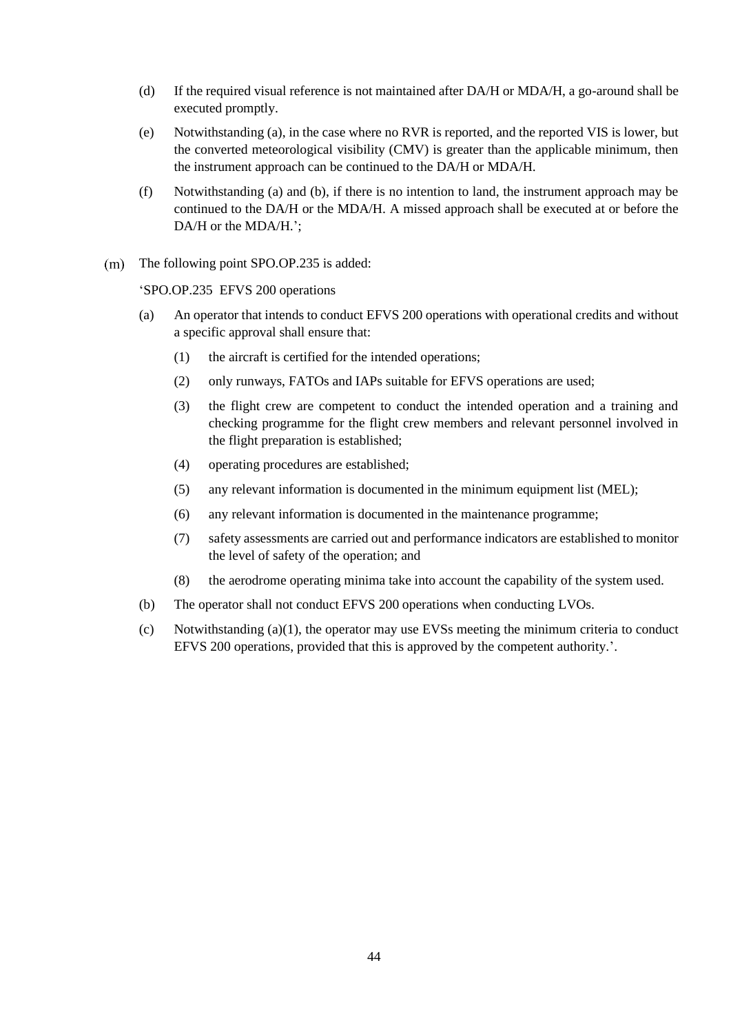(d) If the required visual reference is not maintained after DA/H or MDA/H, a go-around shall be executed promptly.

(e) Notwithstanding (a), in the case where no RVR is reported, and the reported VIS is lower, but the converted meteorological visibility (CMV) is greater than the applicable minimum, then the instrument approach can be continued to the DA/H or MDA/H.

(f) Notwithstanding (a) and (b), if there is no intention to land, the instrument approach may be continued to the DA/H or the MDA/H. A missed approach shall be executed at or before the DA/H or the MDA/H.';

(m) The following point SPO.OP.235 is added:

'SPO.OP.235 EFVS 200 operations

(a) An operator that intends to conduct EFVS 200 operations with operational credits and without a specific approval shall ensure that:

(1) the aircraft is certified for the intended operations;

(2) only runways, FATOs and IAPs suitable for EFVS operations are used;

(3) the flight crew are competent to conduct the intended operation and a training and checking programme for the flight crew members and relevant personnel involved in the flight preparation is established;

(4) operating procedures are established;

(5) any relevant information is documented in the minimum equipment list (MEL);

(6) any relevant information is documented in the maintenance programme;

(7) safety assessments are carried out and performance indicators are established to monitor the level of safety of the operation; and

(8) the aerodrome operating minima take into account the capability of the system used.

(b) The operator shall not conduct EFVS 200 operations when conducting LVOs.

(c) Notwithstanding (a)(1), the operator may use EVSs meeting the minimum criteria to conduct EFVS 200 operations, provided that this is approved by the competent authority.'.